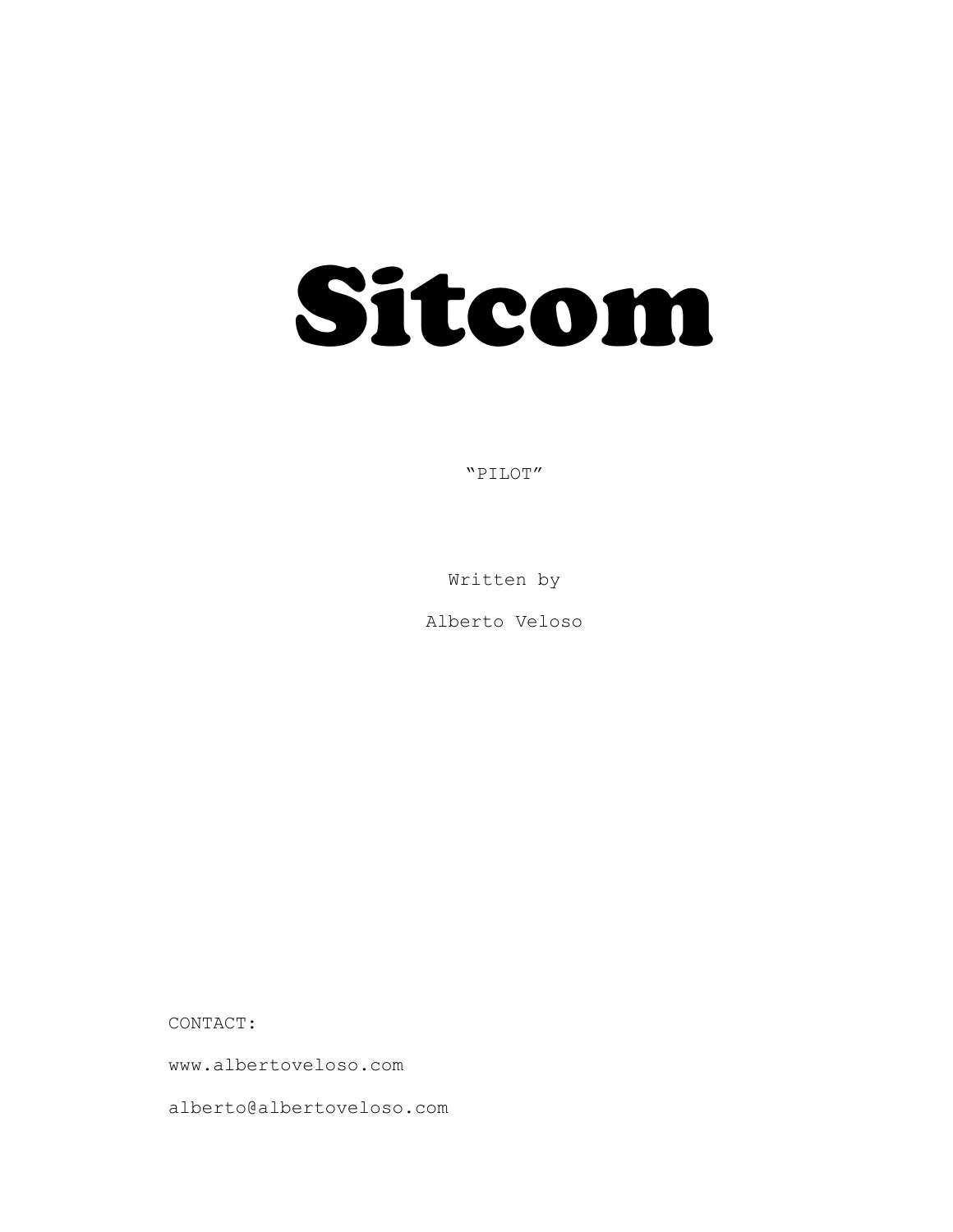# Sitcom

"PILOT"

Written by

Alberto Veloso

CONTACT:

www.albertoveloso.com

alberto@albertoveloso.com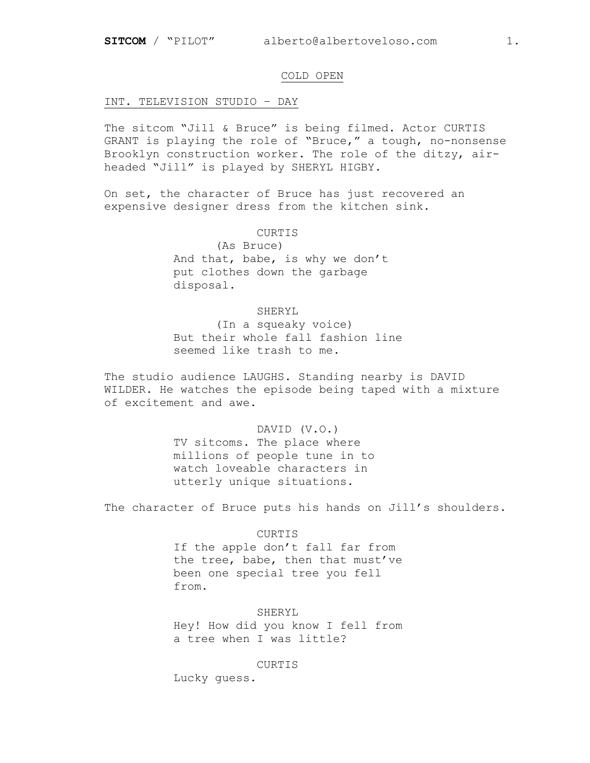COLD OPEN

INT. TELEVISION STUDIO – DAY

The sitcom "Jill & Bruce" is being filmed. Actor CURTIS GRANT is playing the role of "Bruce," a tough, no-nonsense Brooklyn construction worker. The role of the ditzy, air-headed "Jill" is played by SHERYL HIGBY.

On set, the character of Bruce has just recovered an expensive designer dress from the kitchen sink.

CURTIS
(As Bruce)
And that, babe, is why we don't put clothes down the garbage disposal.

SHERYL
(In a squeaky voice)
But their whole fall fashion line seemed like trash to me.

The studio audience LAUGHS. Standing nearby is DAVID WILDER. He watches the episode being taped with a mixture of excitement and awe.

DAVID (V.O.)
TV sitcoms. The place where millions of people tune in to watch loveable characters in utterly unique situations.

The character of Bruce puts his hands on Jill's shoulders.

CURTIS
If the apple don't fall far from the tree, babe, then that must've been one special tree you fell from.

SHERYL
Hey! How did you know I fell from a tree when I was little?

CURTIS
Lucky guess.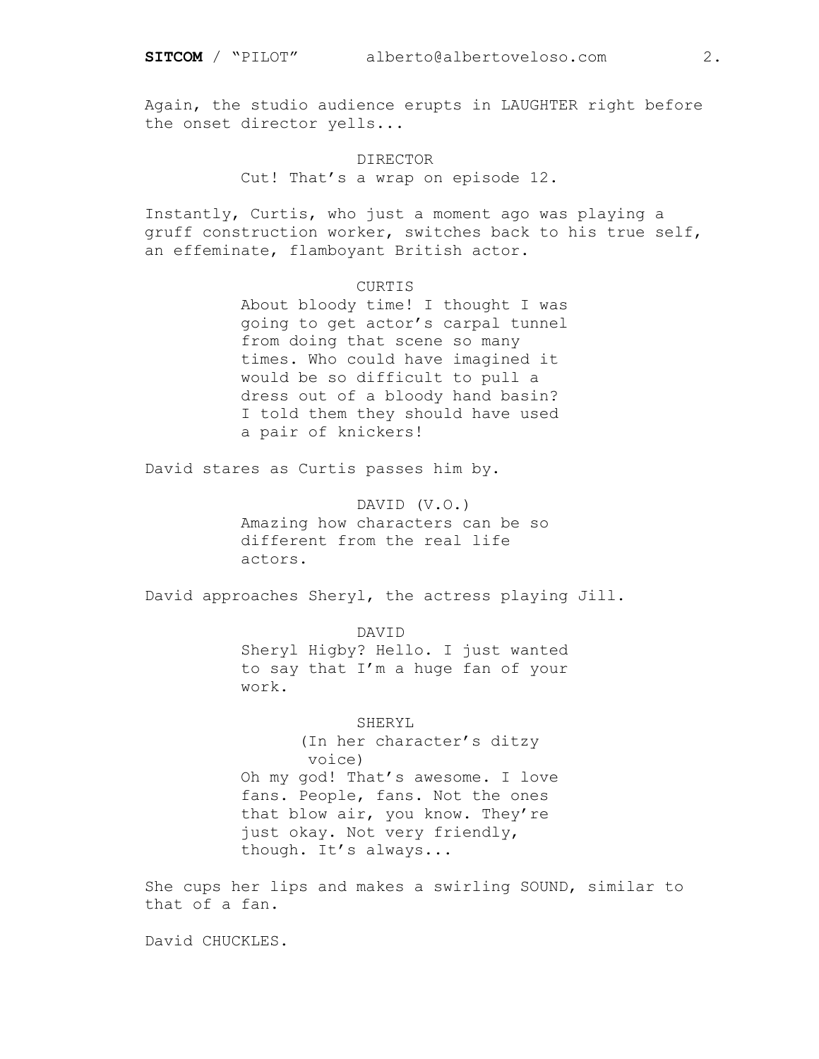Again, the studio audience erupts in LAUGHTER right before the onset director yells...

DIRECTOR
Cut! That's a wrap on episode 12.

Instantly, Curtis, who just a moment ago was playing a gruff construction worker, switches back to his true self, an effeminate, flamboyant British actor.

CURTIS
About bloody time! I thought I was going to get actor's carpal tunnel from doing that scene so many times. Who could have imagined it would be so difficult to pull a dress out of a bloody hand basin? I told them they should have used a pair of knickers!

David stares as Curtis passes him by.

DAVID (V.O.)
Amazing how characters can be so different from the real life actors.

David approaches Sheryl, the actress playing Jill.

DAVID
Sheryl Higby? Hello. I just wanted to say that I'm a huge fan of your work.

SHERYL
(In her character's ditzy voice)
Oh my god! That's awesome. I love fans. People, fans. Not the ones that blow air, you know. They're just okay. Not very friendly, though. It's always...

She cups her lips and makes a swirling SOUND, similar to that of a fan.

David CHUCKLES.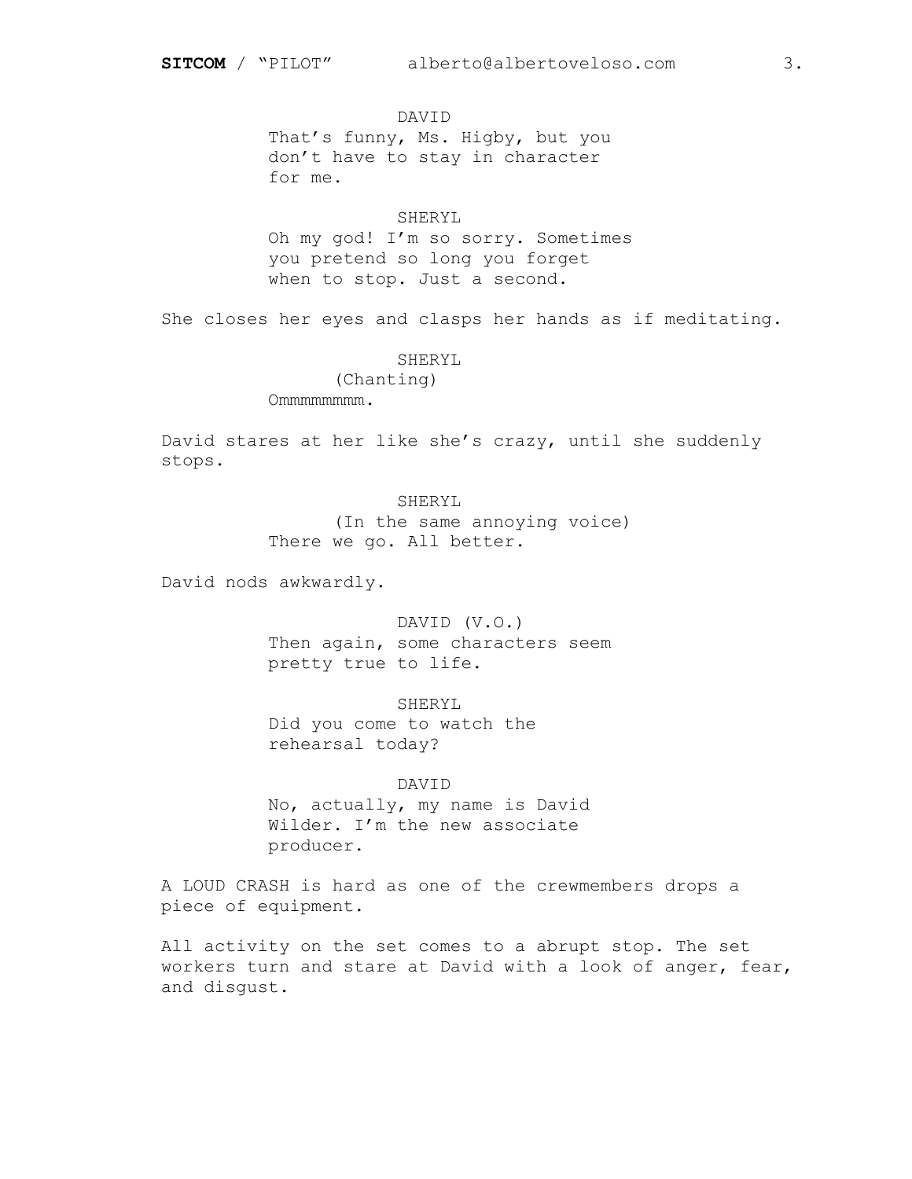DAVID
That's funny, Ms. Higby, but you don't have to stay in character for me.

SHERYL
Oh my god! I'm so sorry. Sometimes you pretend so long you forget when to stop. Just a second.

She closes her eyes and clasps her hands as if meditating.

SHERYL
(Chanting)
Ommmmmmmm.

David stares at her like she's crazy, until she suddenly stops.

SHERYL
(In the same annoying voice)
There we go. All better.

David nods awkwardly.

DAVID (V.O.)
Then again, some characters seem pretty true to life.

SHERYL
Did you come to watch the rehearsal today?

DAVID
No, actually, my name is David Wilder. I'm the new associate producer.

A LOUD CRASH is hard as one of the crewmembers drops a piece of equipment.

All activity on the set comes to a abrupt stop. The set workers turn and stare at David with a look of anger, fear, and disgust.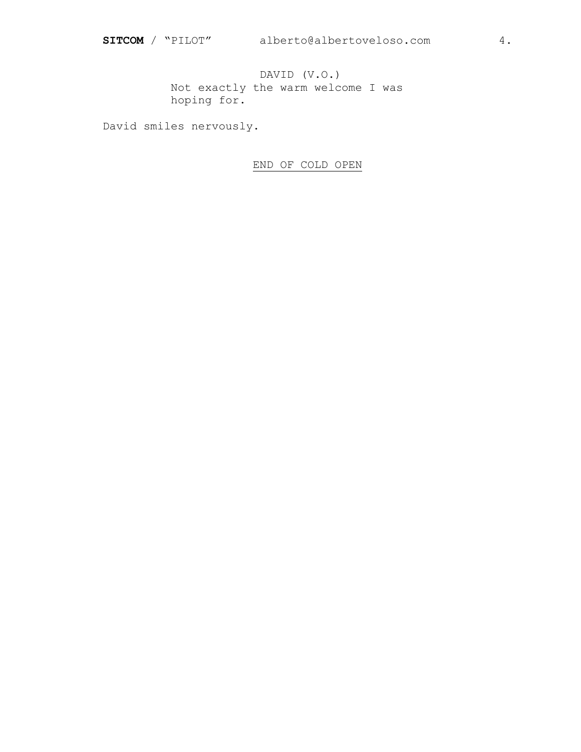DAVID (V.O.)
Not exactly the warm welcome I was hoping for.

David smiles nervously.

END OF COLD OPEN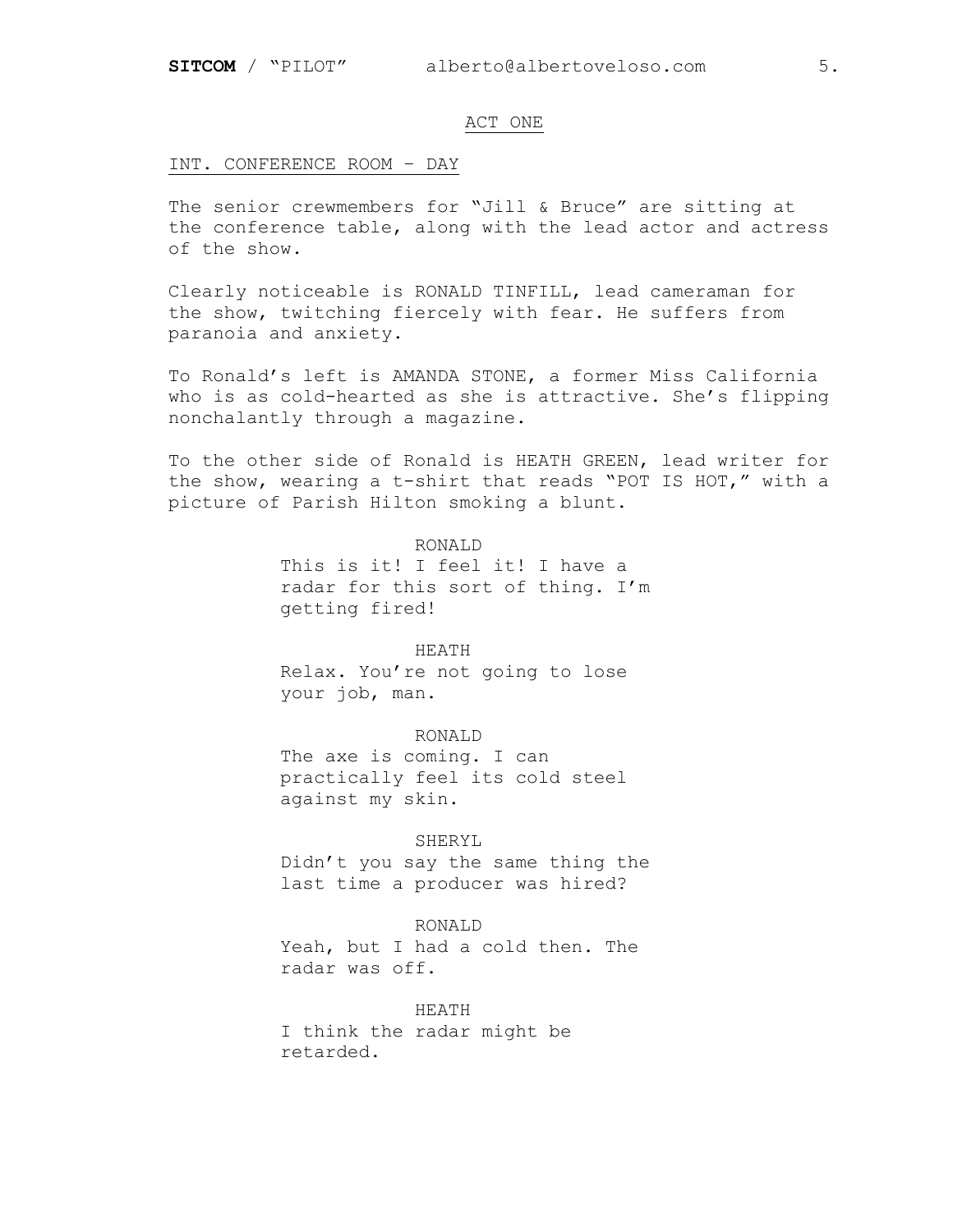ACT ONE

INT. CONFERENCE ROOM – DAY

The senior crewmembers for "Jill & Bruce" are sitting at the conference table, along with the lead actor and actress of the show.

Clearly noticeable is RONALD TINFILL, lead cameraman for the show, twitching fiercely with fear. He suffers from paranoia and anxiety.

To Ronald's left is AMANDA STONE, a former Miss California who is as cold-hearted as she is attractive. She's flipping nonchalantly through a magazine.

To the other side of Ronald is HEATH GREEN, lead writer for the show, wearing a t-shirt that reads "POT IS HOT," with a picture of Parish Hilton smoking a blunt.

RONALD

This is it! I feel it! I have a radar for this sort of thing. I'm getting fired!

HEATH

Relax. You're not going to lose your job, man.

RONALD

The axe is coming. I can practically feel its cold steel against my skin.

SHERYL

Didn't you say the same thing the last time a producer was hired?

RONALD

Yeah, but I had a cold then. The radar was off.

HEATH

I think the radar might be retarded.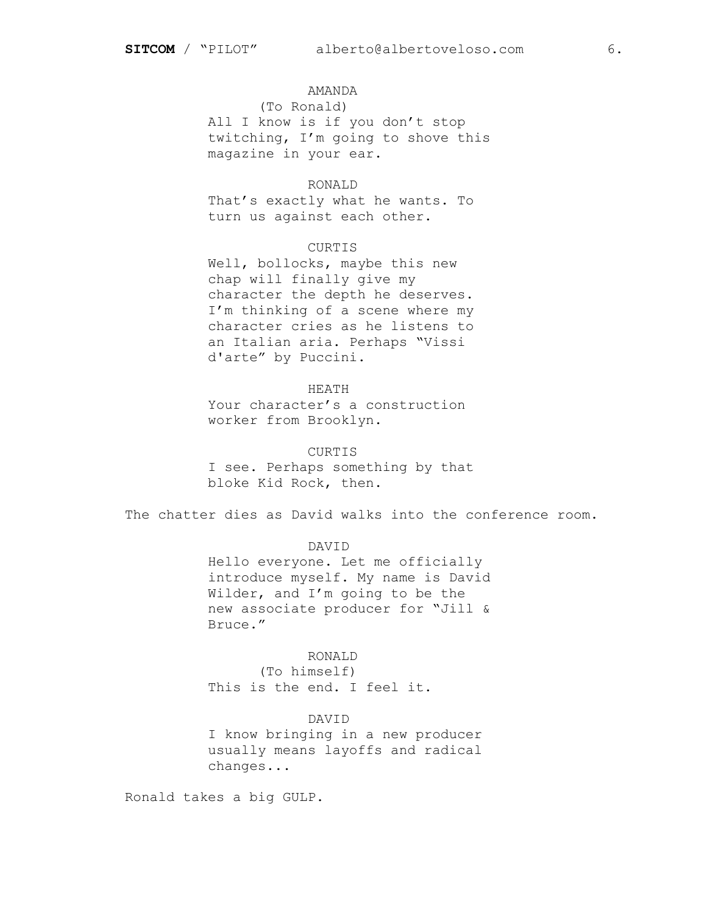AMANDA
(To Ronald)
All I know is if you don't stop twitching, I'm going to shove this magazine in your ear.

RONALD
That's exactly what he wants. To turn us against each other.

CURTIS
Well, bollocks, maybe this new chap will finally give my character the depth he deserves. I'm thinking of a scene where my character cries as he listens to an Italian aria. Perhaps "Vissi d'arte" by Puccini.

HEATH
Your character's a construction worker from Brooklyn.

CURTIS
I see. Perhaps something by that bloke Kid Rock, then.

The chatter dies as David walks into the conference room.

DAVID
Hello everyone. Let me officially introduce myself. My name is David Wilder, and I'm going to be the new associate producer for "Jill & Bruce."

RONALD
(To himself)
This is the end. I feel it.

DAVID
I know bringing in a new producer usually means layoffs and radical changes...

Ronald takes a big GULP.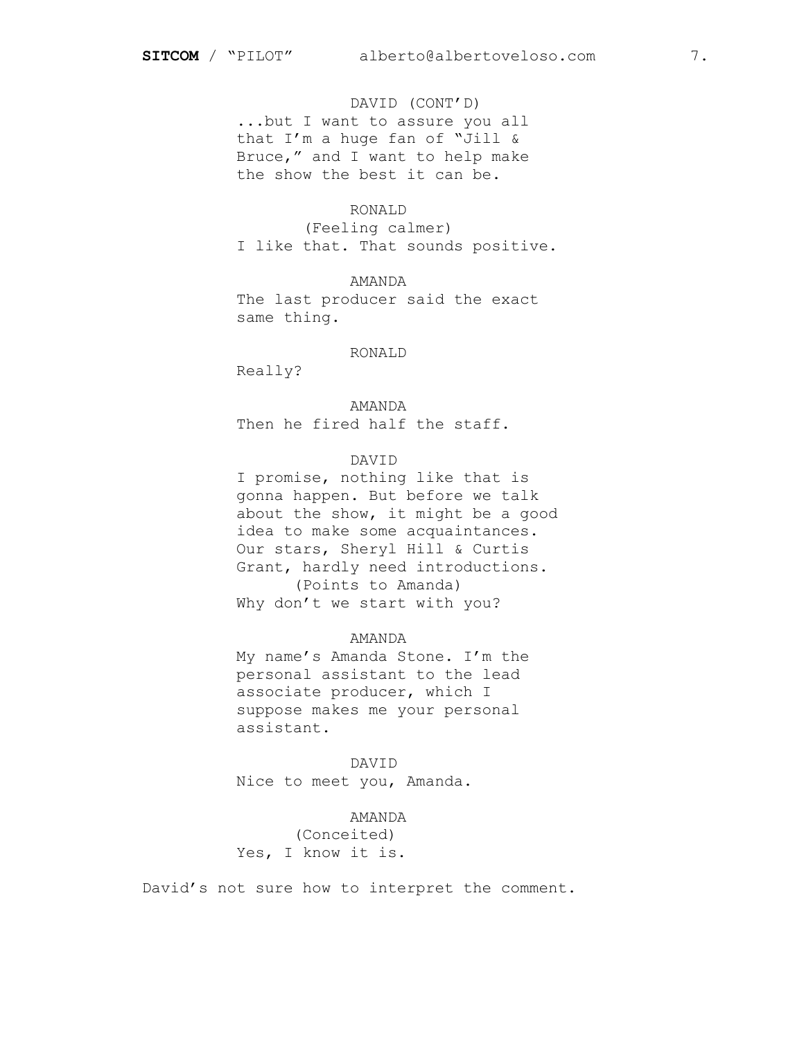DAVID (CONT'D)
...but I want to assure you all that I'm a huge fan of "Jill & Bruce," and I want to help make the show the best it can be.

RONALD
(Feeling calmer)
I like that. That sounds positive.

AMANDA
The last producer said the exact same thing.

RONALD
Really?

AMANDA
Then he fired half the staff.

DAVID
I promise, nothing like that is gonna happen. But before we talk about the show, it might be a good idea to make some acquaintances. Our stars, Sheryl Hill & Curtis Grant, hardly need introductions.
(Points to Amanda)
Why don't we start with you?

AMANDA
My name's Amanda Stone. I'm the personal assistant to the lead associate producer, which I suppose makes me your personal assistant.

DAVID
Nice to meet you, Amanda.

AMANDA
(Conceited)
Yes, I know it is.

David's not sure how to interpret the comment.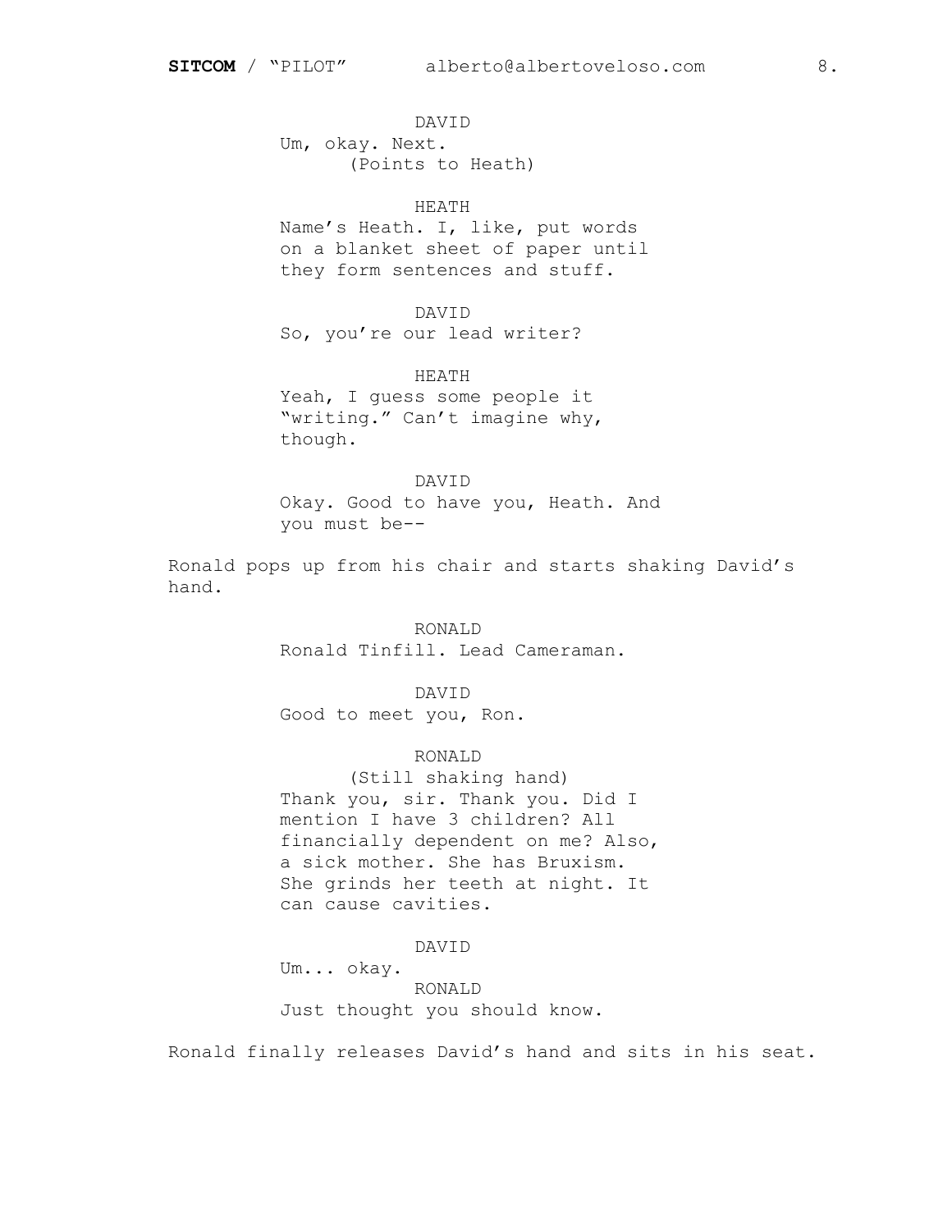DAVID
Um, okay. Next.
(Points to Heath)

HEATH
Name's Heath. I, like, put words on a blanket sheet of paper until they form sentences and stuff.

DAVID
So, you're our lead writer?

HEATH
Yeah, I guess some people it "writing." Can't imagine why, though.

DAVID
Okay. Good to have you, Heath. And you must be--

Ronald pops up from his chair and starts shaking David's hand.

RONALD
Ronald Tinfill. Lead Cameraman.

DAVID
Good to meet you, Ron.

RONALD
(Still shaking hand)
Thank you, sir. Thank you. Did I mention I have 3 children? All financially dependent on me? Also, a sick mother. She has Bruxism. She grinds her teeth at night. It can cause cavities.

DAVID
Um... okay.

RONALD
Just thought you should know.

Ronald finally releases David's hand and sits in his seat.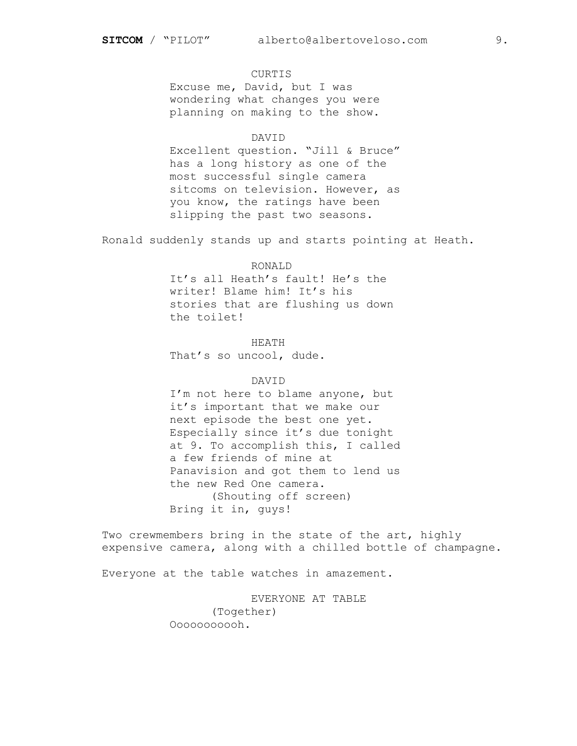CURTIS

Excuse me, David, but I was wondering what changes you were planning on making to the show.

DAVID

Excellent question. “Jill & Bruce” has a long history as one of the most successful single camera sitcoms on television. However, as you know, the ratings have been slipping the past two seasons.

Ronald suddenly stands up and starts pointing at Heath.

RONALD

It’s all Heath’s fault! He’s the writer! Blame him! It’s his stories that are flushing us down the toilet!

HEATH

That’s so uncool, dude.

DAVID

I’m not here to blame anyone, but it’s important that we make our next episode the best one yet. Especially since it’s due tonight at 9. To accomplish this, I called a few friends of mine at Panavision and got them to lend us the new Red One camera.

(Shouting off screen)

Bring it in, guys!

Two crewmembers bring in the state of the art, highly expensive camera, along with a chilled bottle of champagne.

Everyone at the table watches in amazement.

EVERYONE AT TABLE

(Together)

Oooooooooh.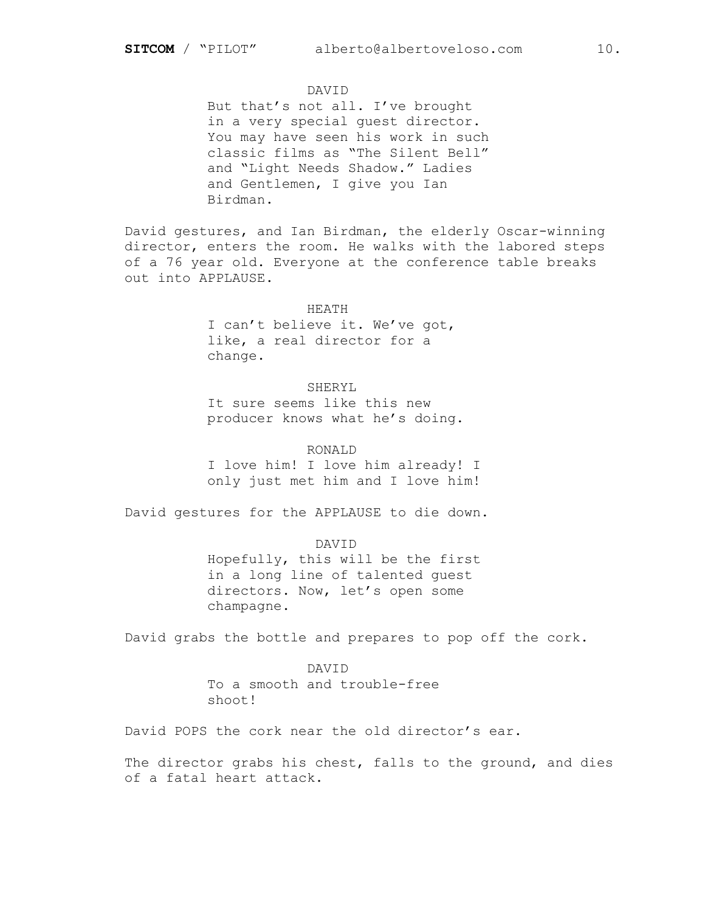DAVID
But that's not all. I've brought in a very special guest director. You may have seen his work in such classic films as "The Silent Bell" and "Light Needs Shadow." Ladies and Gentlemen, I give you Ian Birdman.

David gestures, and Ian Birdman, the elderly Oscar-winning director, enters the room. He walks with the labored steps of a 76 year old. Everyone at the conference table breaks out into APPLAUSE.

HEATH
I can't believe it. We've got, like, a real director for a change.

SHERYL
It sure seems like this new producer knows what he's doing.

RONALD
I love him! I love him already! I only just met him and I love him!

David gestures for the APPLAUSE to die down.

DAVID
Hopefully, this will be the first in a long line of talented guest directors. Now, let's open some champagne.

David grabs the bottle and prepares to pop off the cork.

DAVID
To a smooth and trouble-free shoot!

David POPS the cork near the old director's ear.

The director grabs his chest, falls to the ground, and dies of a fatal heart attack.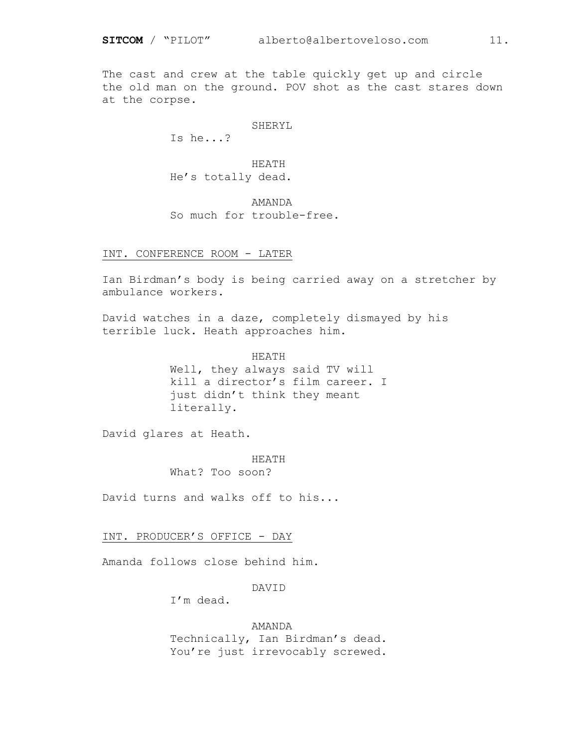The cast and crew at the table quickly get up and circle the old man on the ground. POV shot as the cast stares down at the corpse.

SHERYL
Is he...?

HEATH
He's totally dead.

AMANDA
So much for trouble-free.

INT. CONFERENCE ROOM - LATER

Ian Birdman's body is being carried away on a stretcher by ambulance workers.

David watches in a daze, completely dismayed by his terrible luck. Heath approaches him.

HEATH
Well, they always said TV will kill a director's film career. I just didn't think they meant literally.

David glares at Heath.

HEATH
What? Too soon?

David turns and walks off to his...

INT. PRODUCER'S OFFICE - DAY

Amanda follows close behind him.

DAVID
I'm dead.

AMANDA
Technically, Ian Birdman's dead. You're just irrevocably screwed.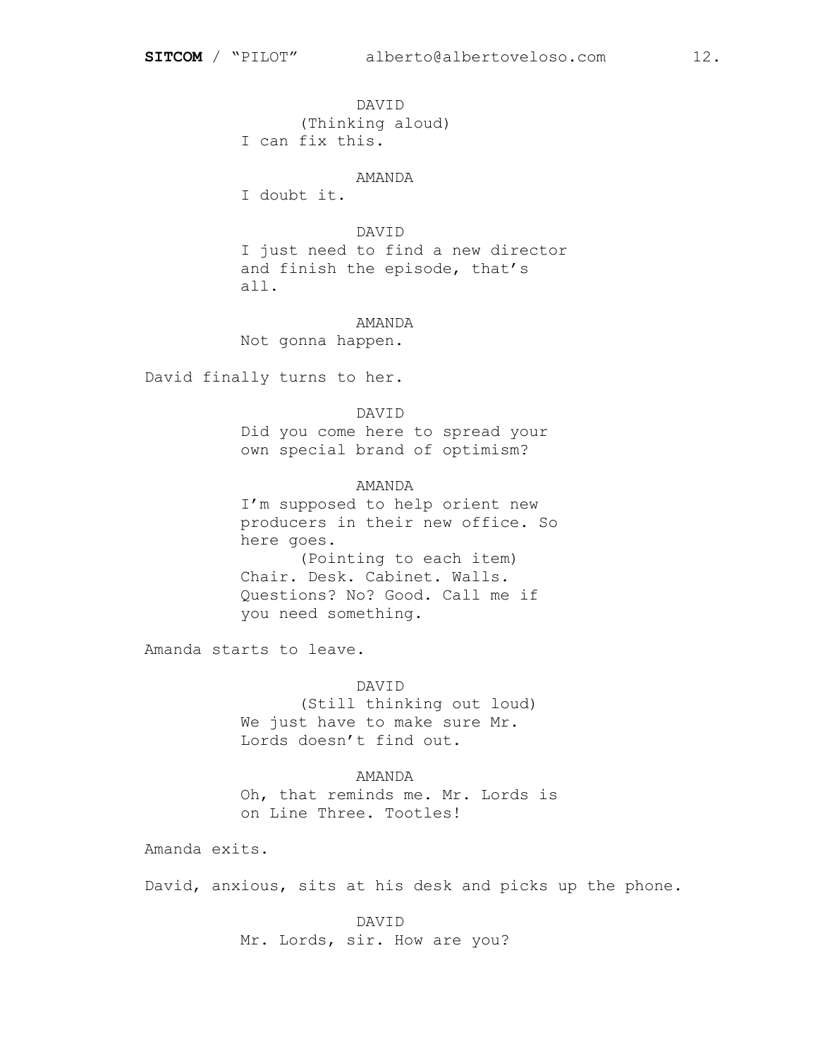DAVID
(Thinking aloud)
I can fix this.

AMANDA
I doubt it.

DAVID
I just need to find a new director and finish the episode, that's all.

AMANDA
Not gonna happen.

David finally turns to her.

DAVID
Did you come here to spread your own special brand of optimism?

AMANDA
I'm supposed to help orient new producers in their new office. So here goes.
(Pointing to each item)
Chair. Desk. Cabinet. Walls. Questions? No? Good. Call me if you need something.

Amanda starts to leave.

DAVID
(Still thinking out loud)
We just have to make sure Mr. Lords doesn't find out.

AMANDA
Oh, that reminds me. Mr. Lords is on Line Three. Tootles!

Amanda exits.

David, anxious, sits at his desk and picks up the phone.

DAVID
Mr. Lords, sir. How are you?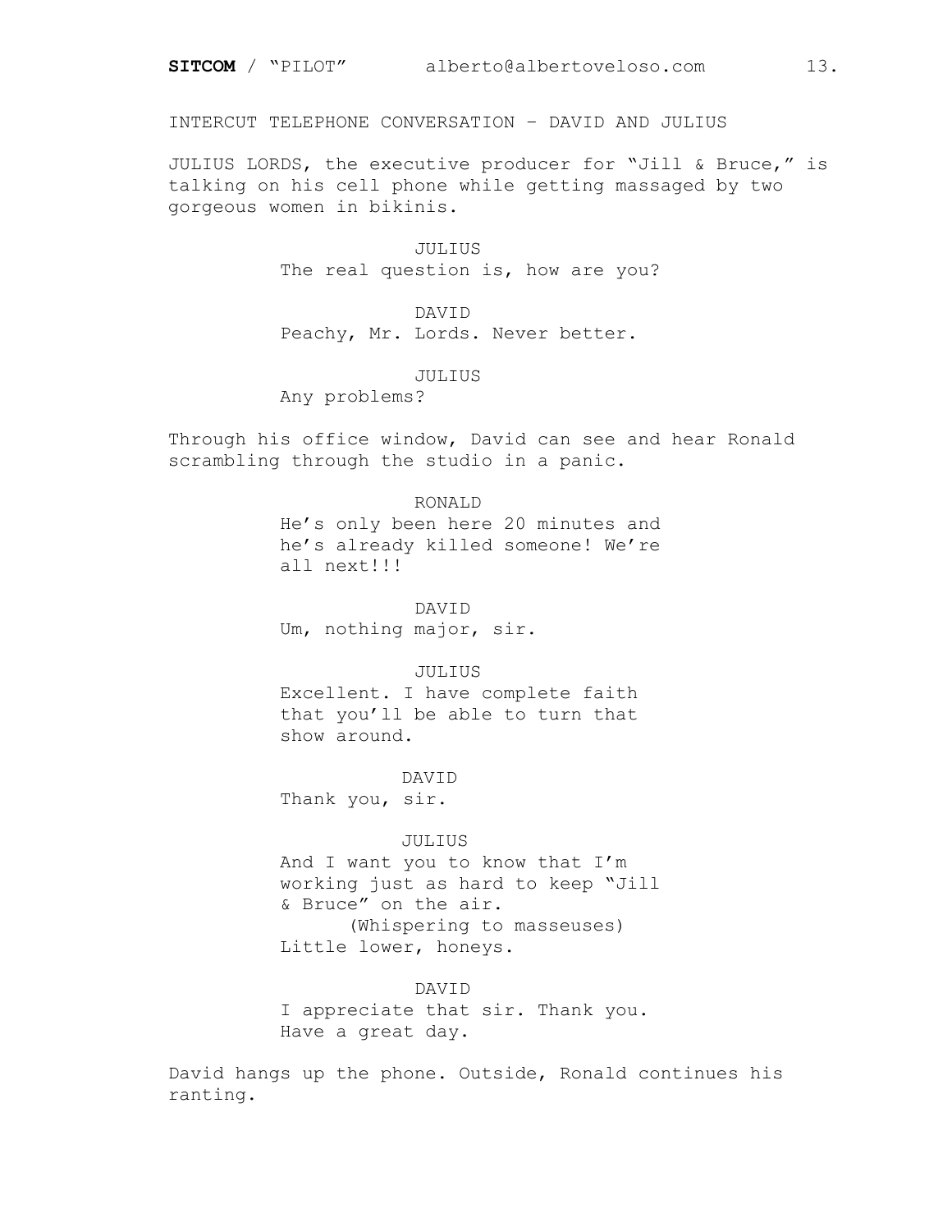INTERCUT TELEPHONE CONVERSATION – DAVID AND JULIUS

JULIUS LORDS, the executive producer for "Jill & Bruce," is talking on his cell phone while getting massaged by two gorgeous women in bikinis.

JULIUS
The real question is, how are you?

DAVID
Peachy, Mr. Lords. Never better.

JULIUS
Any problems?

Through his office window, David can see and hear Ronald scrambling through the studio in a panic.

RONALD
He's only been here 20 minutes and he's already killed someone! We're all next!!!

DAVID
Um, nothing major, sir.

JULIUS
Excellent. I have complete faith that you'll be able to turn that show around.

DAVID
Thank you, sir.

JULIUS
And I want you to know that I'm working just as hard to keep "Jill & Bruce" on the air.
(Whispering to masseuses)
Little lower, honeys.

DAVID
I appreciate that sir. Thank you. Have a great day.

David hangs up the phone. Outside, Ronald continues his ranting.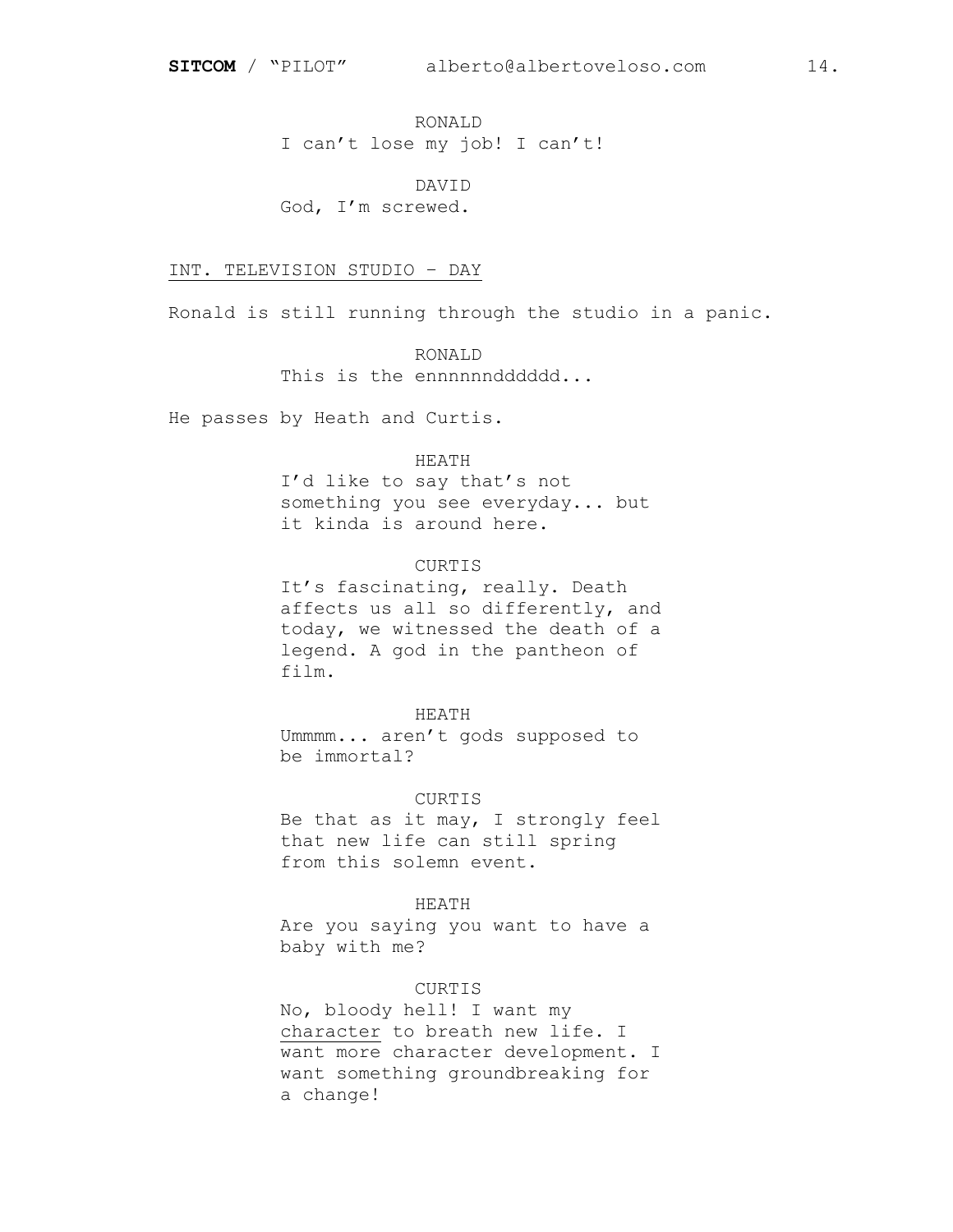RONALD
I can't lose my job! I can't!

DAVID
God, I'm screwed.

INT. TELEVISION STUDIO - DAY

Ronald is still running through the studio in a panic.

RONALD
This is the ennnnnnddddd...

He passes by Heath and Curtis.

HEATH
I'd like to say that's not something you see everyday... but it kinda is around here.

CURTIS
It's fascinating, really. Death affects us all so differently, and today, we witnessed the death of a legend. A god in the pantheon of film.

HEATH
Ummmm... aren't gods supposed to be immortal?

CURTIS
Be that as it may, I strongly feel that new life can still spring from this solemn event.

HEATH
Are you saying you want to have a baby with me?

CURTIS
No, bloody hell! I want my character to breath new life. I want more character development. I want something groundbreaking for a change!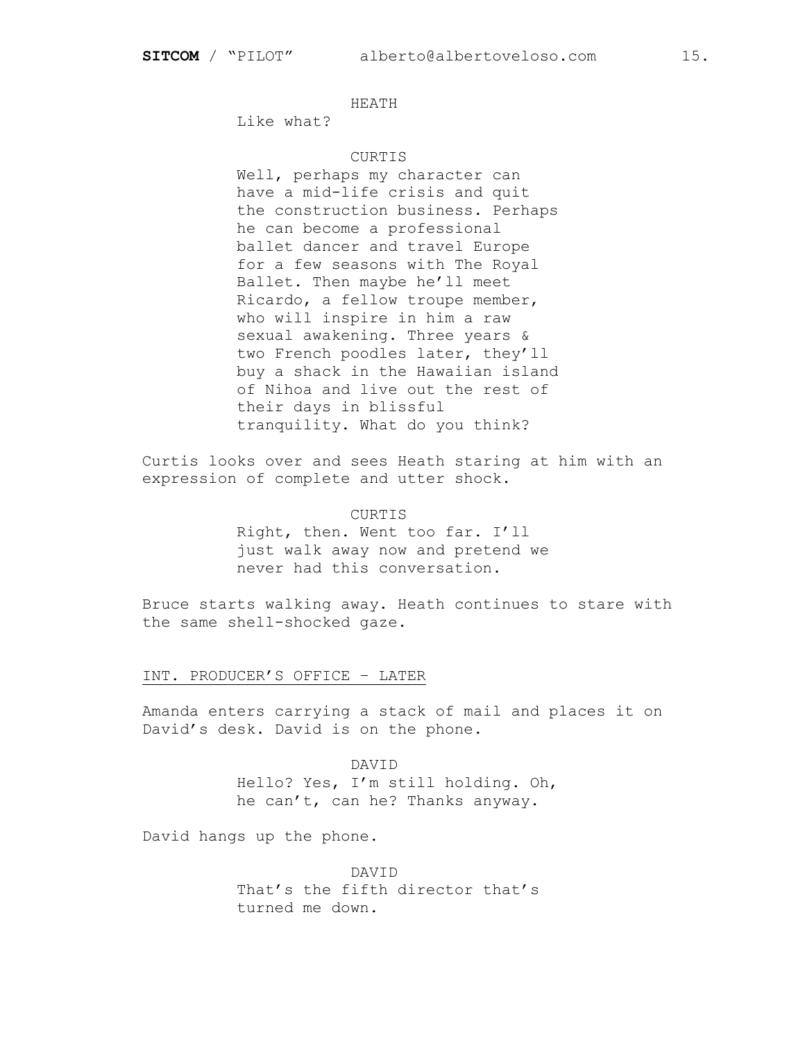HEATH

Like what?

CURTIS

Well, perhaps my character can have a mid-life crisis and quit the construction business. Perhaps he can become a professional ballet dancer and travel Europe for a few seasons with The Royal Ballet. Then maybe he'll meet Ricardo, a fellow troupe member, who will inspire in him a raw sexual awakening. Three years & two French poodles later, they'll buy a shack in the Hawaiian island of Nihoa and live out the rest of their days in blissful tranquility. What do you think?

Curtis looks over and sees Heath staring at him with an expression of complete and utter shock.

CURTIS

Right, then. Went too far. I'll just walk away now and pretend we never had this conversation.

Bruce starts walking away. Heath continues to stare with the same shell-shocked gaze.

INT. PRODUCER'S OFFICE - LATER

Amanda enters carrying a stack of mail and places it on David's desk. David is on the phone.

DAVID

Hello? Yes, I'm still holding. Oh, he can't, can he? Thanks anyway.

David hangs up the phone.

DAVID

That's the fifth director that's turned me down.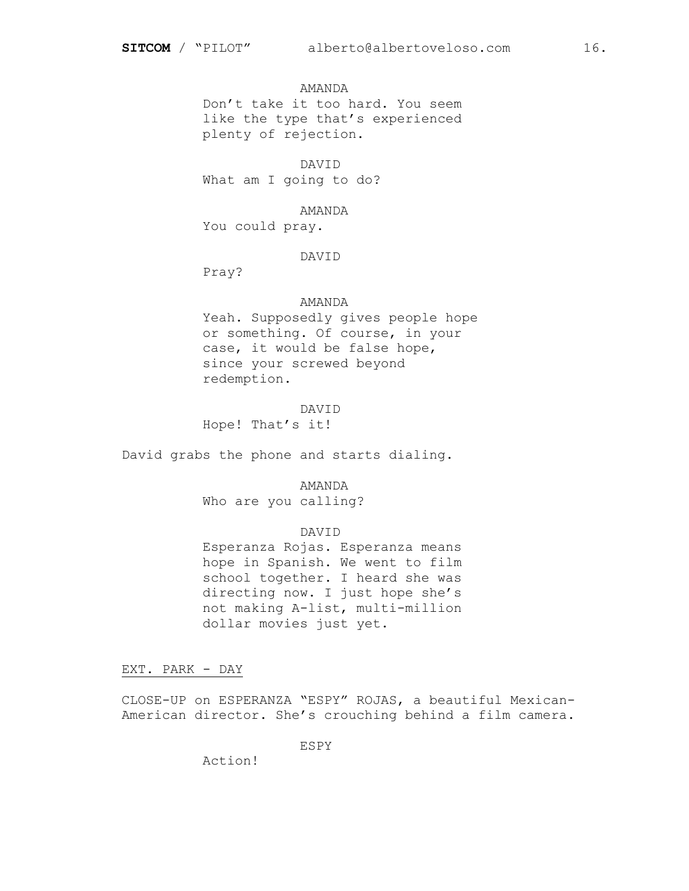AMANDA
Don't take it too hard. You seem like the type that's experienced plenty of rejection.

DAVID
What am I going to do?

AMANDA
You could pray.

DAVID
Pray?

AMANDA
Yeah. Supposedly gives people hope or something. Of course, in your case, it would be false hope, since your screwed beyond redemption.

DAVID
Hope! That's it!

David grabs the phone and starts dialing.

AMANDA
Who are you calling?

DAVID
Esperanza Rojas. Esperanza means hope in Spanish. We went to film school together. I heard she was directing now. I just hope she's not making A-list, multi-million dollar movies just yet.

EXT. PARK - DAY

CLOSE-UP on ESPERANZA "ESPY" ROJAS, a beautiful Mexican-American director. She's crouching behind a film camera.

ESPY
Action!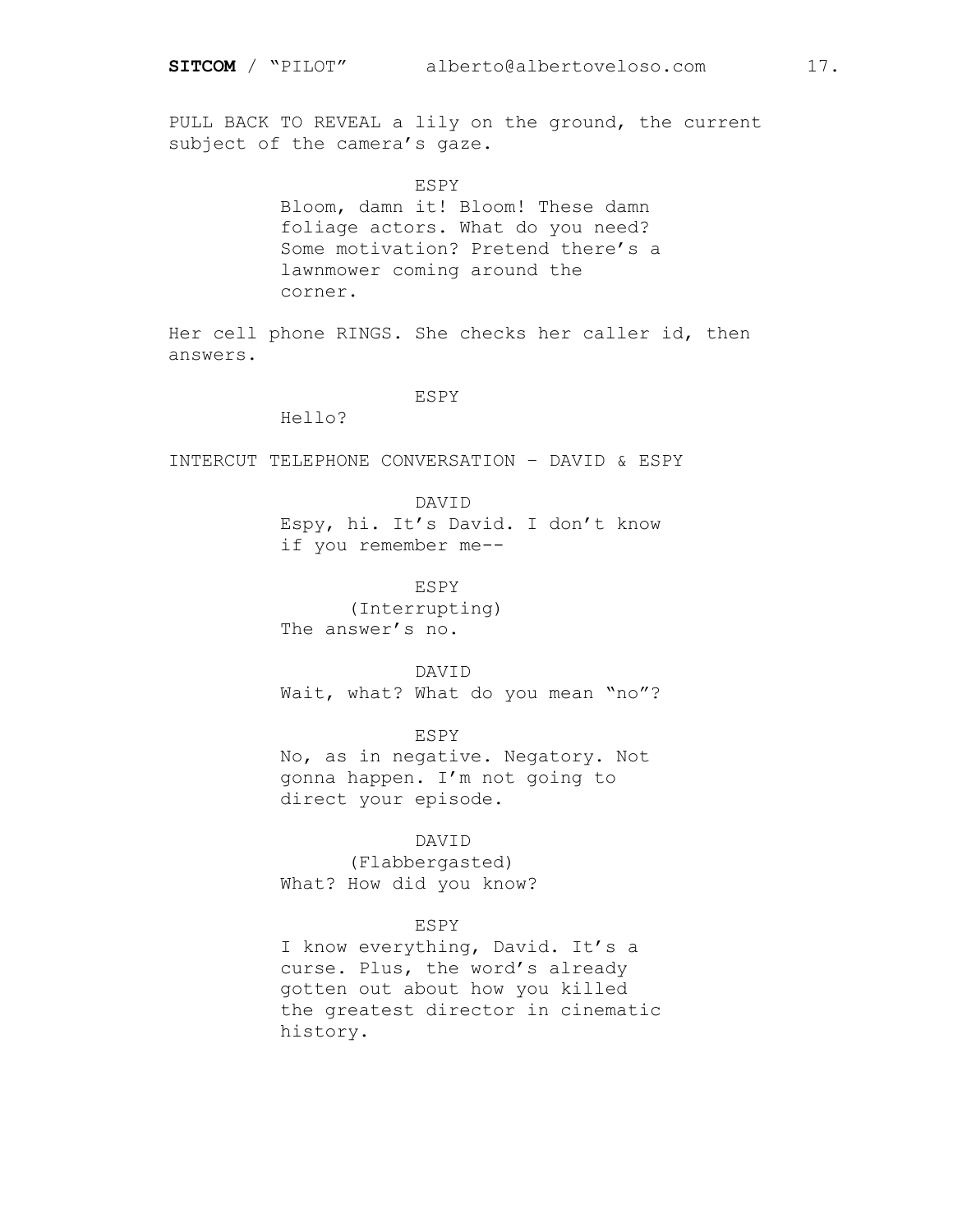PULL BACK TO REVEAL a lily on the ground, the current subject of the camera's gaze.

ESPY
Bloom, damn it! Bloom! These damn foliage actors. What do you need? Some motivation? Pretend there's a lawnmower coming around the corner.

Her cell phone RINGS. She checks her caller id, then answers.

ESPY
Hello?

INTERCUT TELEPHONE CONVERSATION – DAVID & ESPY

DAVID
Espy, hi. It's David. I don't know if you remember me--

ESPY
(Interrupting)
The answer's no.

DAVID
Wait, what? What do you mean "no"?

ESPY
No, as in negative. Negatory. Not gonna happen. I'm not going to direct your episode.

DAVID
(Flabbergasted)
What? How did you know?

ESPY
I know everything, David. It's a curse. Plus, the word's already gotten out about how you killed the greatest director in cinematic history.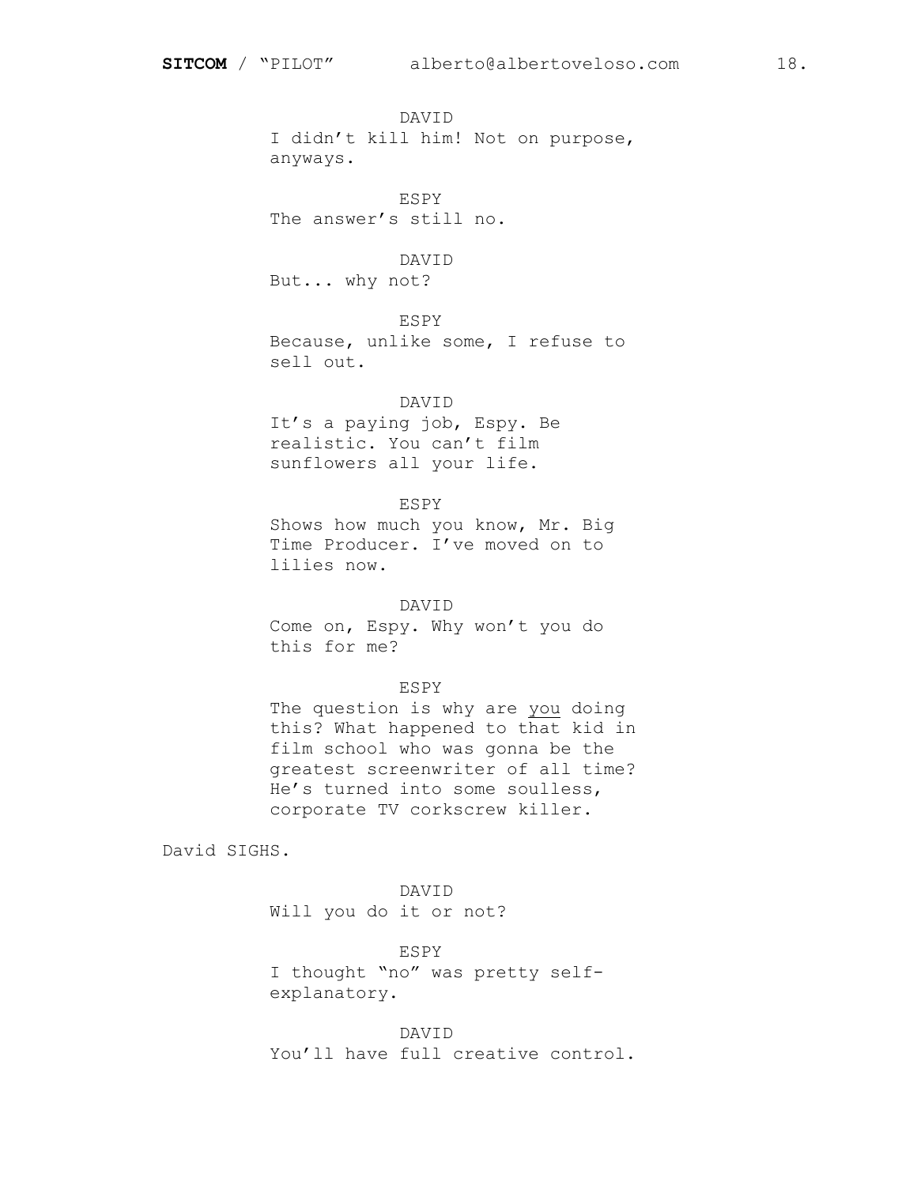DAVID
I didn't kill him! Not on purpose, anyways.

ESPY
The answer's still no.

DAVID
But... why not?

ESPY
Because, unlike some, I refuse to sell out.

DAVID
It's a paying job, Espy. Be realistic. You can't film sunflowers all your life.

ESPY
Shows how much you know, Mr. Big Time Producer. I've moved on to lilies now.

DAVID
Come on, Espy. Why won't you do this for me?

ESPY
The question is why are <u>you</u> doing this? What happened to that kid in film school who was gonna be the greatest screenwriter of all time? He's turned into some soulless, corporate TV corkscrew killer.

David SIGHS.

DAVID
Will you do it or not?

ESPY
I thought "no" was pretty self-explanatory.

DAVID
You'll have full creative control.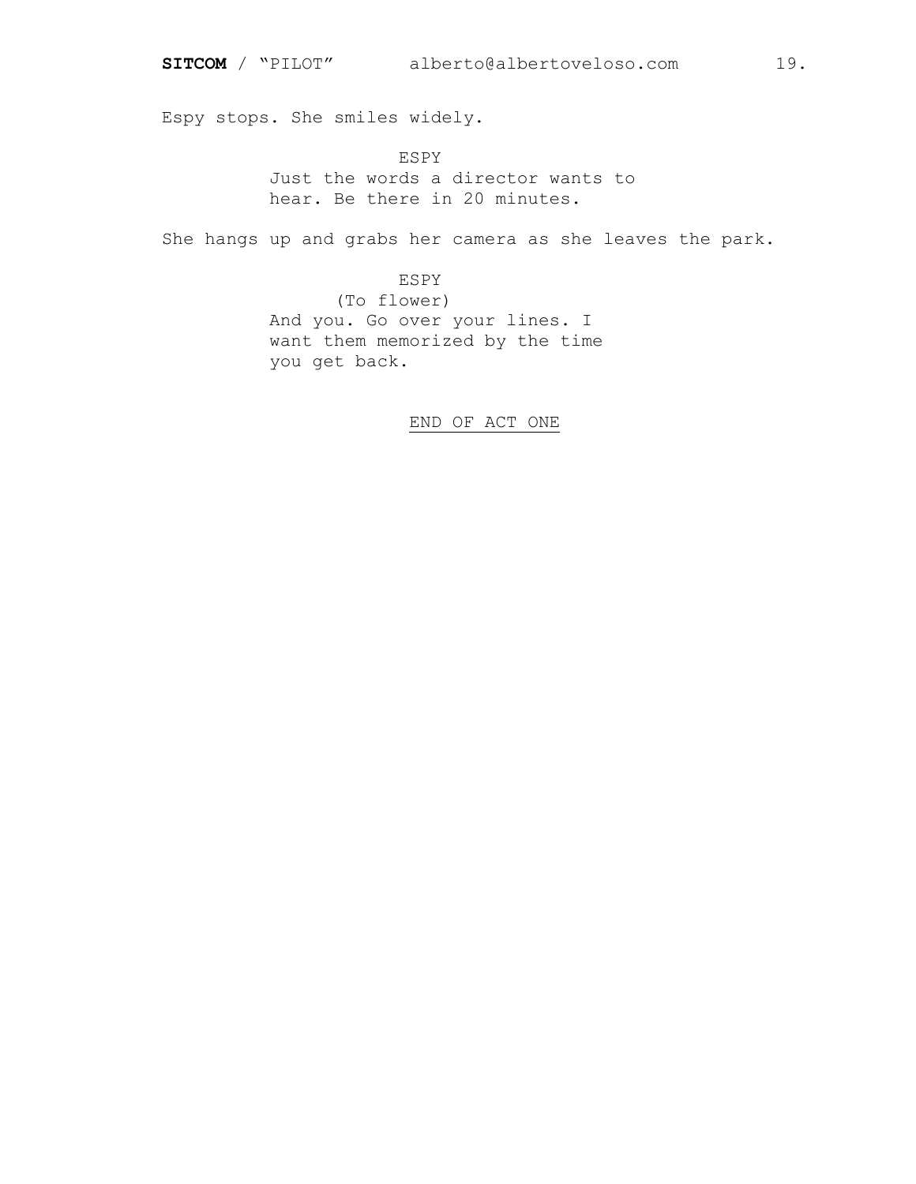Espy stops. She smiles widely.

ESPY
Just the words a director wants to hear. Be there in 20 minutes.

She hangs up and grabs her camera as she leaves the park.

ESPY
(To flower)
And you. Go over your lines. I want them memorized by the time you get back.

END OF ACT ONE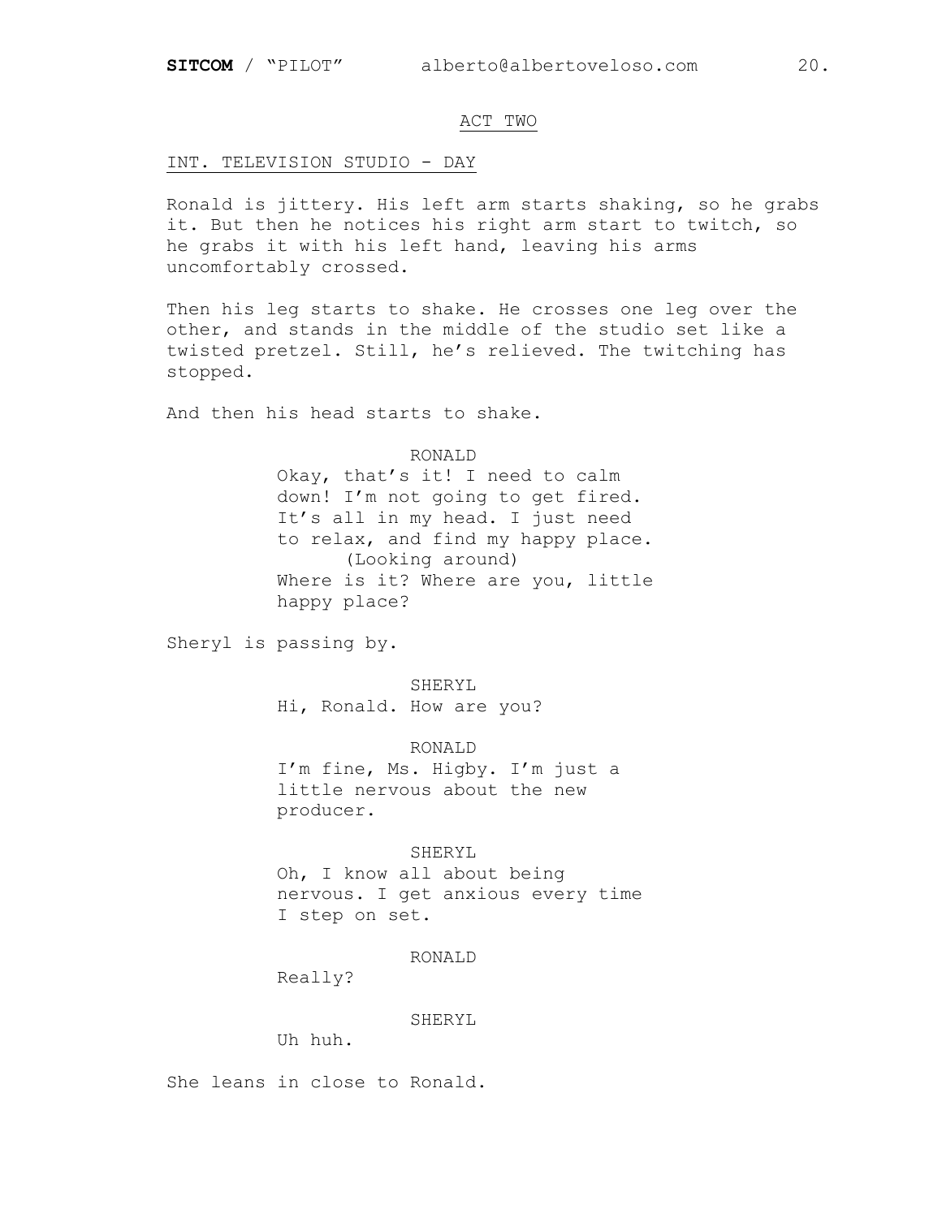ACT TWO

INT. TELEVISION STUDIO - DAY

Ronald is jittery. His left arm starts shaking, so he grabs it. But then he notices his right arm start to twitch, so he grabs it with his left hand, leaving his arms uncomfortably crossed.

Then his leg starts to shake. He crosses one leg over the other, and stands in the middle of the studio set like a twisted pretzel. Still, he's relieved. The twitching has stopped.

And then his head starts to shake.

RONALD
Okay, that's it! I need to calm down! I'm not going to get fired. It's all in my head. I just need to relax, and find my happy place.
(Looking around)
Where is it? Where are you, little happy place?

Sheryl is passing by.

SHERYL
Hi, Ronald. How are you?

RONALD
I'm fine, Ms. Higby. I'm just a little nervous about the new producer.

SHERYL
Oh, I know all about being nervous. I get anxious every time I step on set.

RONALD
Really?

SHERYL
Uh huh.

She leans in close to Ronald.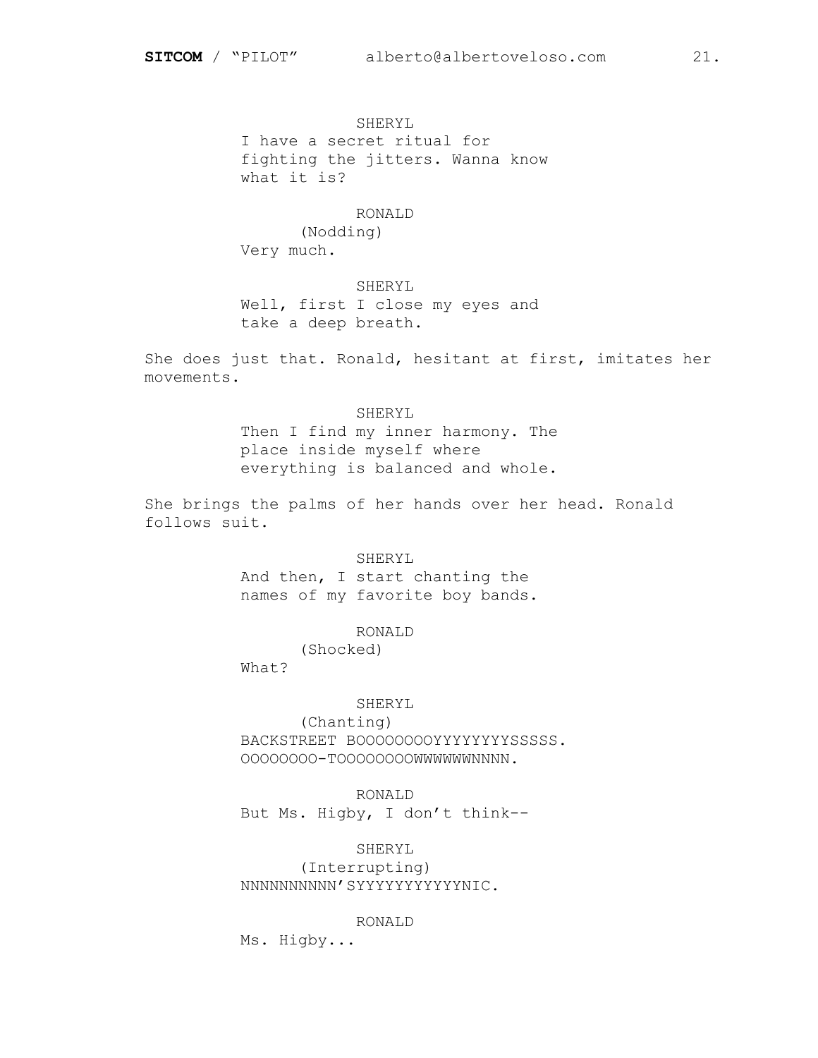SHERYL

I have a secret ritual for fighting the jitters. Wanna know what it is?

RONALD

(Nodding)

Very much.

SHERYL

Well, first I close my eyes and take a deep breath.

She does just that. Ronald, hesitant at first, imitates her movements.

SHERYL

Then I find my inner harmony. The place inside myself where everything is balanced and whole.

She brings the palms of her hands over her head. Ronald follows suit.

SHERYL

And then, I start chanting the names of my favorite boy bands.

RONALD

(Shocked)

What?

SHERYL

(Chanting)

BACKSTREET BOOOOOOOOYYYYYYYYSSSSS. OOOOOOOO-TOOOOOOOOWWWWWWNNNN.

RONALD

But Ms. Higby, I don't think--

SHERYL

(Interrupting)

NNNNNNNNNN'SYYYYYYYYYYYNIC.

RONALD

Ms. Higby...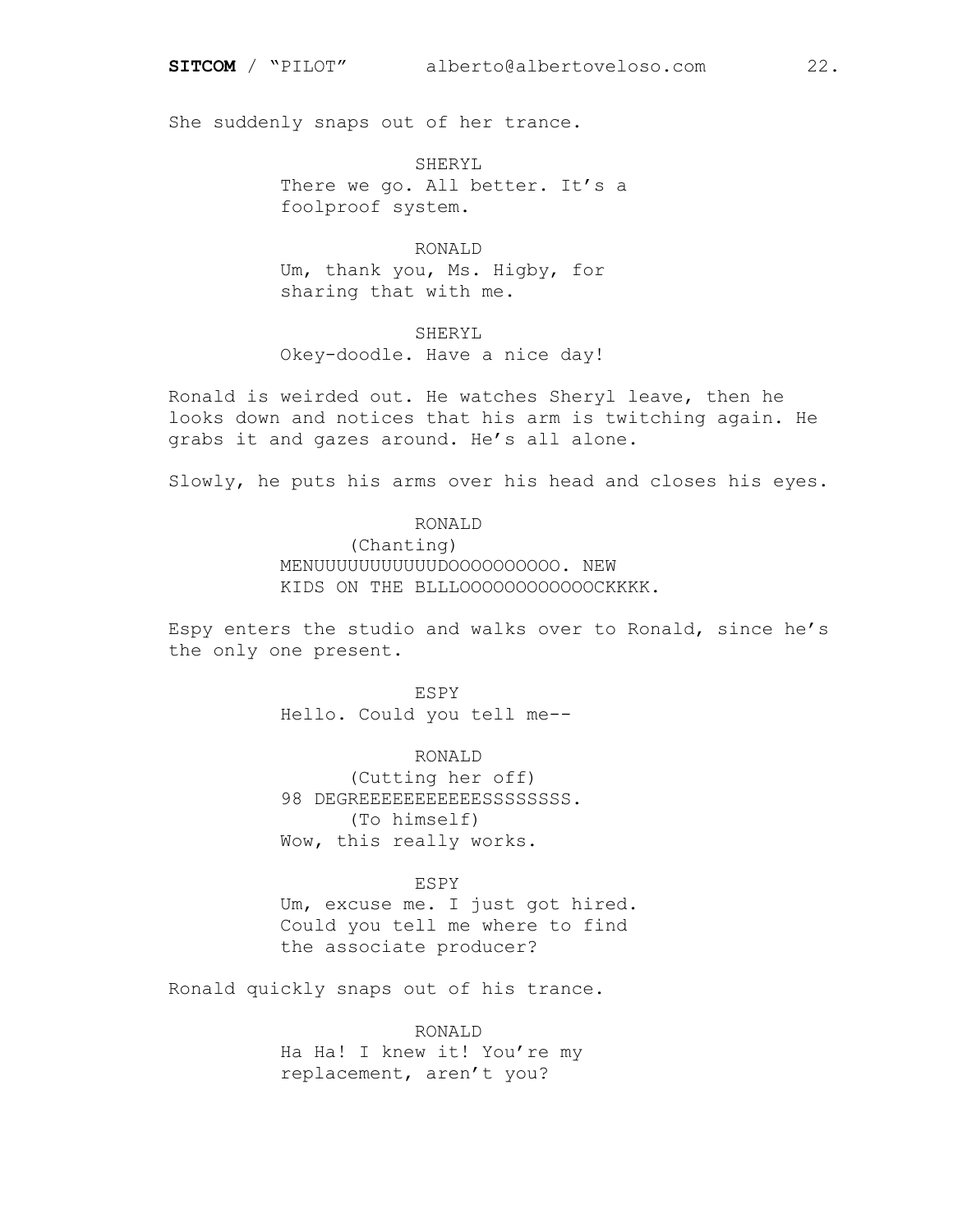She suddenly snaps out of her trance.

SHERYL
There we go. All better. It's a foolproof system.

RONALD
Um, thank you, Ms. Higby, for sharing that with me.

SHERYL
Okey-doodle. Have a nice day!

Ronald is weirded out. He watches Sheryl leave, then he looks down and notices that his arm is twitching again. He grabs it and gazes around. He's all alone.

Slowly, he puts his arms over his head and closes his eyes.

RONALD
(Chanting)
MENUUUUUUUUUUUUDOOOOOOOOOOO. NEW KIDS ON THE BLLLOOOOOOOOOOOOCKKKK.

Espy enters the studio and walks over to Ronald, since he's the only one present.

ESPY
Hello. Could you tell me--

RONALD
(Cutting her off)
98 DEGREEEEEEEEEEEESSSSSSSS.
(To himself)
Wow, this really works.

ESPY
Um, excuse me. I just got hired. Could you tell me where to find the associate producer?

Ronald quickly snaps out of his trance.

RONALD
Ha Ha! I knew it! You're my replacement, aren't you?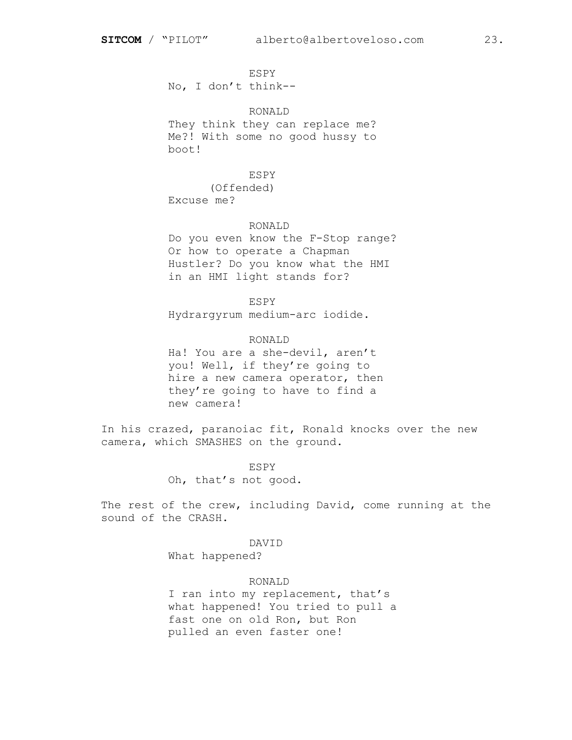ESPY
No, I don't think--

RONALD
They think they can replace me? Me?! With some no good hussy to boot!

ESPY
(Offended)
Excuse me?

RONALD
Do you even know the F-Stop range? Or how to operate a Chapman Hustler? Do you know what the HMI in an HMI light stands for?

ESPY
Hydrargyrum medium-arc iodide.

RONALD
Ha! You are a she-devil, aren't you! Well, if they're going to hire a new camera operator, then they're going to have to find a new camera!

In his crazed, paranoiac fit, Ronald knocks over the new camera, which SMASHES on the ground.

ESPY
Oh, that's not good.

The rest of the crew, including David, come running at the sound of the CRASH.

DAVID
What happened?

RONALD
I ran into my replacement, that's what happened! You tried to pull a fast one on old Ron, but Ron pulled an even faster one!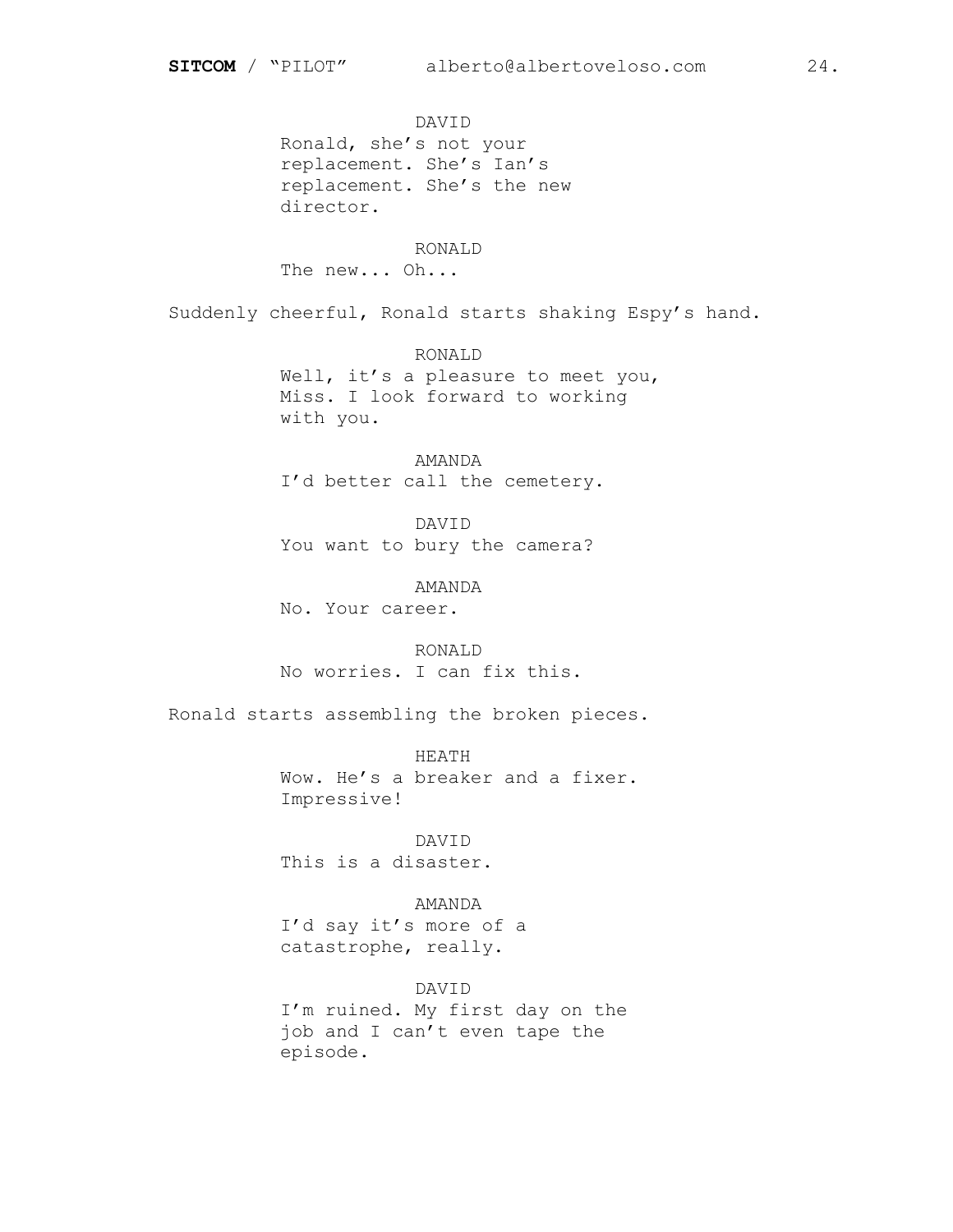DAVID
Ronald, she's not your replacement. She's Ian's replacement. She's the new director.

RONALD
The new... Oh...

Suddenly cheerful, Ronald starts shaking Espy's hand.

RONALD
Well, it's a pleasure to meet you, Miss. I look forward to working with you.

AMANDA
I'd better call the cemetery.

DAVID
You want to bury the camera?

AMANDA
No. Your career.

RONALD
No worries. I can fix this.

Ronald starts assembling the broken pieces.

HEATH
Wow. He's a breaker and a fixer. Impressive!

DAVID
This is a disaster.

AMANDA
I'd say it's more of a catastrophe, really.

DAVID
I'm ruined. My first day on the job and I can't even tape the episode.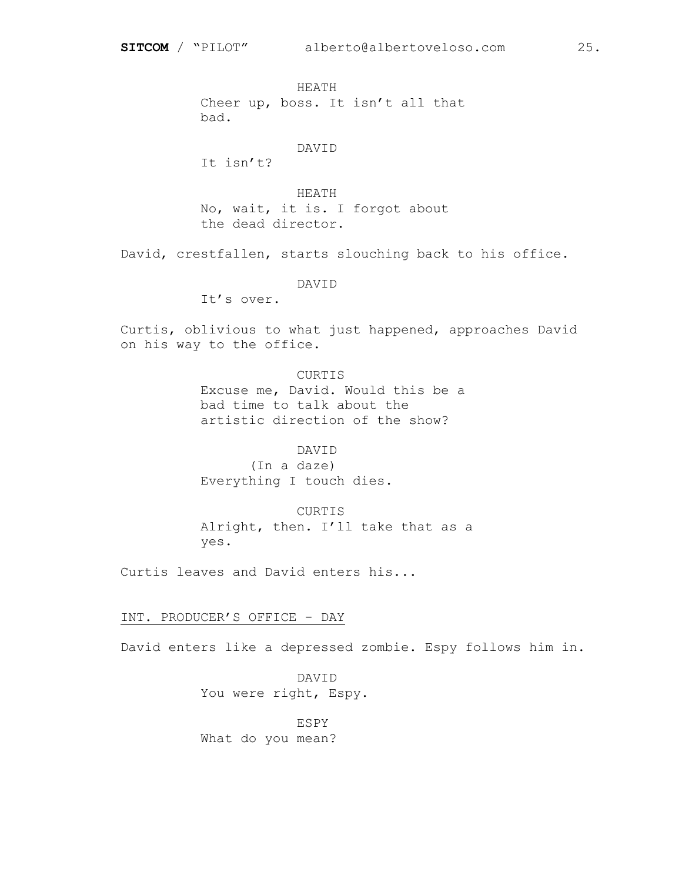HEATH

Cheer up, boss. It isn't all that bad.

DAVID

It isn't?

HEATH

No, wait, it is. I forgot about the dead director.

David, crestfallen, starts slouching back to his office.

DAVID

It's over.

Curtis, oblivious to what just happened, approaches David on his way to the office.

CURTIS

Excuse me, David. Would this be a bad time to talk about the artistic direction of the show?

DAVID

(In a daze)

Everything I touch dies.

CURTIS

Alright, then. I'll take that as a yes.

Curtis leaves and David enters his...

INT. PRODUCER'S OFFICE - DAY

David enters like a depressed zombie. Espy follows him in.

DAVID

You were right, Espy.

ESPY

What do you mean?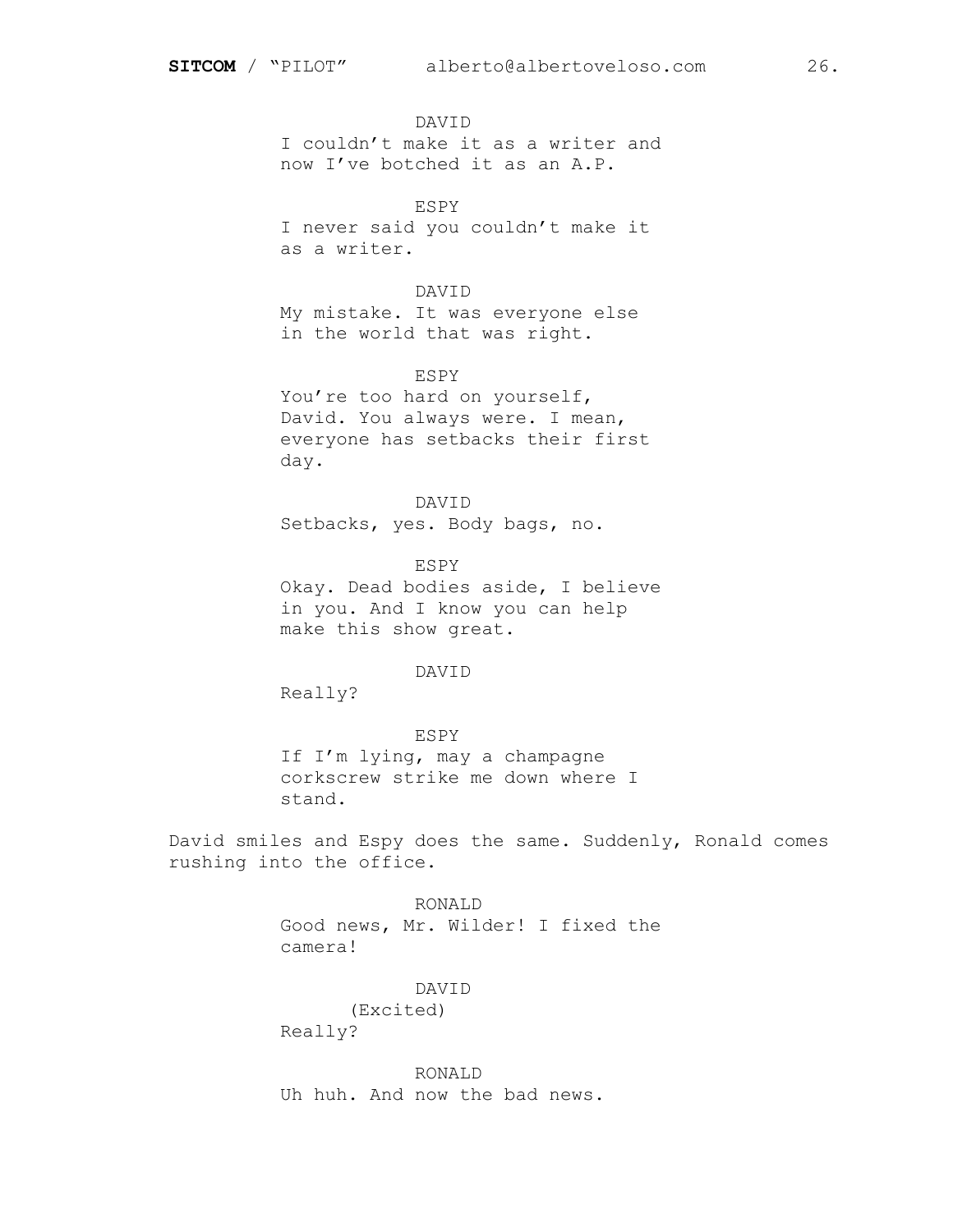DAVID
I couldn't make it as a writer and now I've botched it as an A.P.

ESPY
I never said you couldn't make it as a writer.

DAVID
My mistake. It was everyone else in the world that was right.

ESPY
You're too hard on yourself, David. You always were. I mean, everyone has setbacks their first day.

DAVID
Setbacks, yes. Body bags, no.

ESPY
Okay. Dead bodies aside, I believe in you. And I know you can help make this show great.

DAVID
Really?

ESPY
If I'm lying, may a champagne corkscrew strike me down where I stand.

David smiles and Espy does the same. Suddenly, Ronald comes rushing into the office.

RONALD
Good news, Mr. Wilder! I fixed the camera!

DAVID
(Excited)
Really?

RONALD
Uh huh. And now the bad news.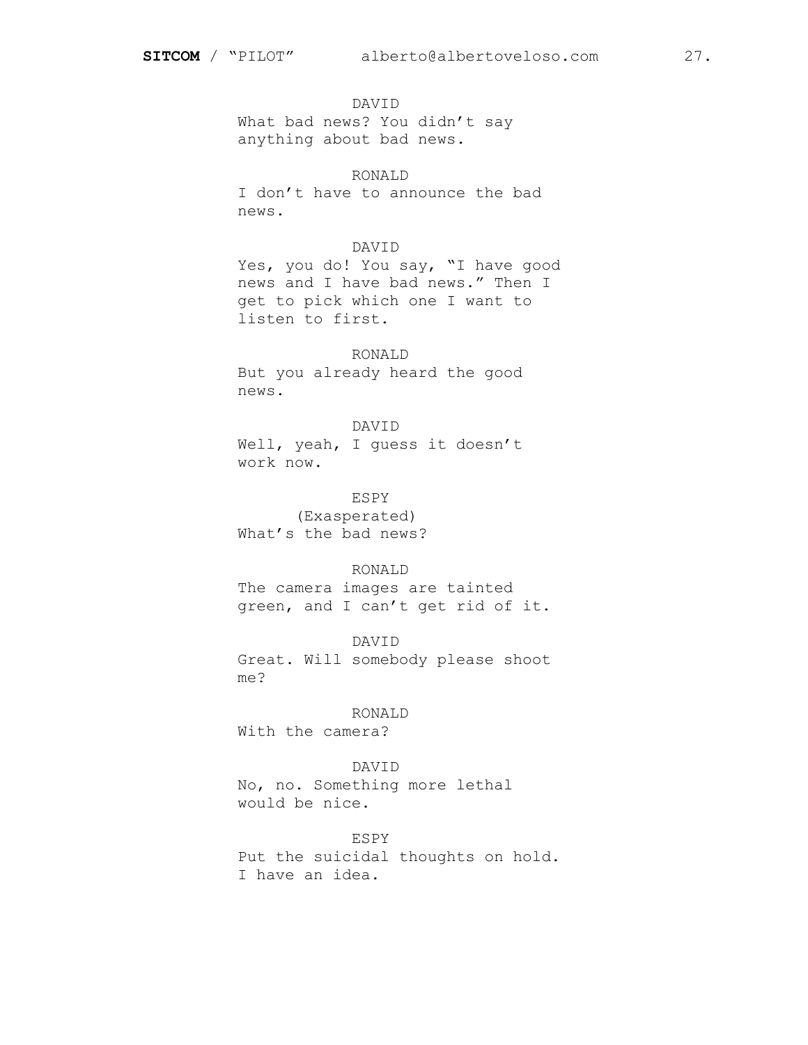DAVID

What bad news? You didn't say anything about bad news.

RONALD

I don't have to announce the bad news.

DAVID

Yes, you do! You say, "I have good news and I have bad news." Then I get to pick which one I want to listen to first.

RONALD

But you already heard the good news.

DAVID

Well, yeah, I guess it doesn't work now.

ESPY

(Exasperated)

What's the bad news?

RONALD

The camera images are tainted green, and I can't get rid of it.

DAVID

Great. Will somebody please shoot me?

RONALD

With the camera?

DAVID

No, no. Something more lethal would be nice.

ESPY

Put the suicidal thoughts on hold. I have an idea.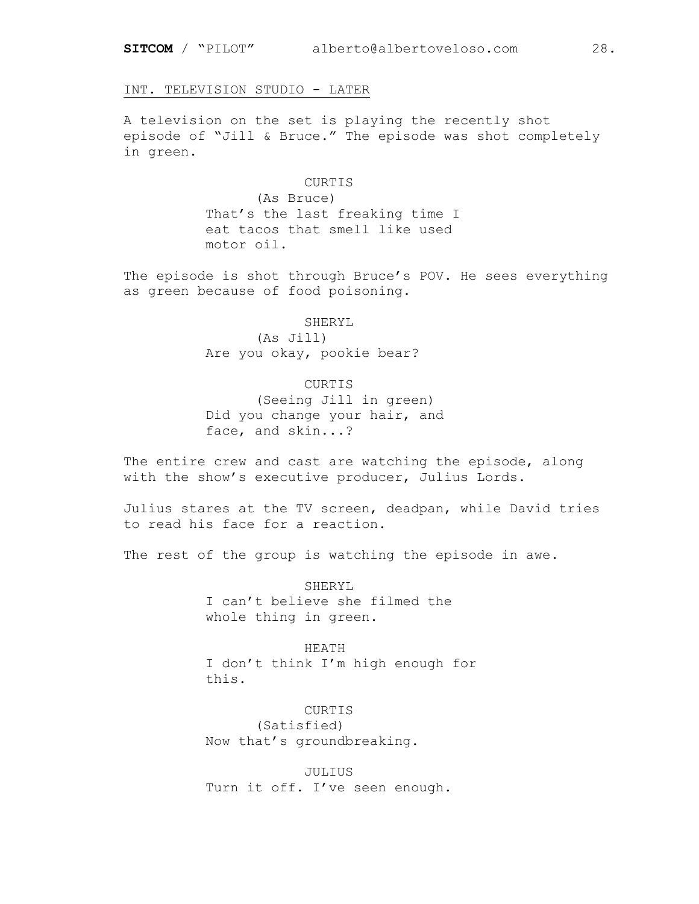INT. TELEVISION STUDIO - LATER

A television on the set is playing the recently shot episode of "Jill & Bruce." The episode was shot completely in green.

CURTIS
(As Bruce)
That's the last freaking time I eat tacos that smell like used motor oil.

The episode is shot through Bruce's POV. He sees everything as green because of food poisoning.

SHERYL
(As Jill)
Are you okay, pookie bear?

CURTIS
(Seeing Jill in green)
Did you change your hair, and face, and skin...?

The entire crew and cast are watching the episode, along with the show's executive producer, Julius Lords.

Julius stares at the TV screen, deadpan, while David tries to read his face for a reaction.

The rest of the group is watching the episode in awe.

SHERYL
I can't believe she filmed the whole thing in green.

HEATH
I don't think I'm high enough for this.

CURTIS
(Satisfied)
Now that's groundbreaking.

JULIUS
Turn it off. I've seen enough.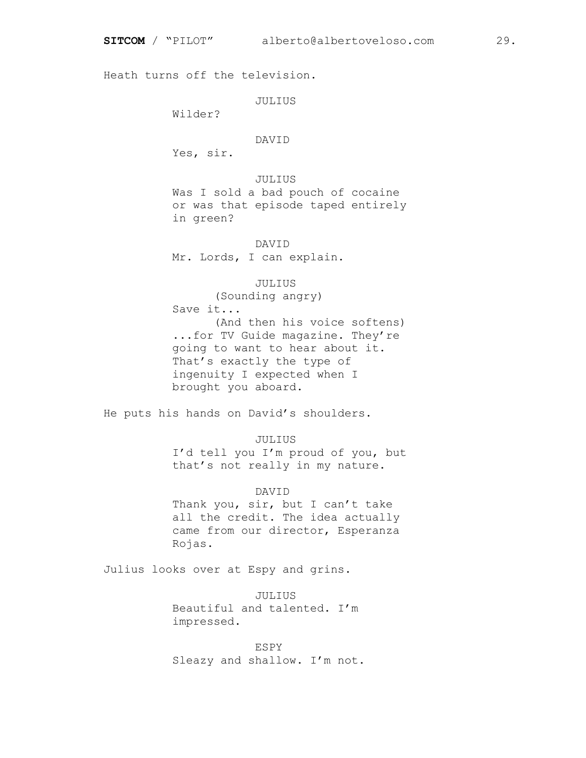Heath turns off the television.

JULIUS

Wilder?

DAVID

Yes, sir.

JULIUS

Was I sold a bad pouch of cocaine or was that episode taped entirely in green?

DAVID

Mr. Lords, I can explain.

JULIUS

(Sounding angry)

Save it...

(And then his voice softens)

...for TV Guide magazine. They're going to want to hear about it. That's exactly the type of ingenuity I expected when I brought you aboard.

He puts his hands on David's shoulders.

JULIUS

I'd tell you I'm proud of you, but that's not really in my nature.

DAVID

Thank you, sir, but I can't take all the credit. The idea actually came from our director, Esperanza Rojas.

Julius looks over at Espy and grins.

JULIUS

Beautiful and talented. I'm impressed.

ESPY

Sleazy and shallow. I'm not.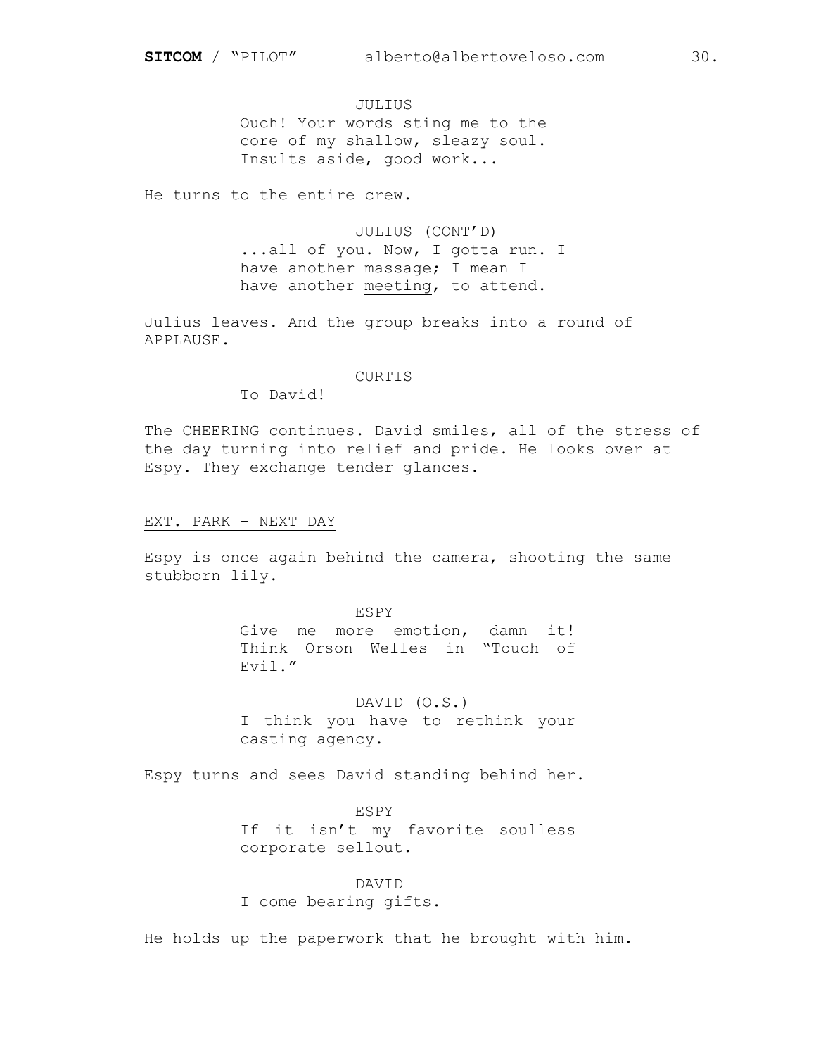JULIUS
Ouch! Your words sting me to the core of my shallow, sleazy soul. Insults aside, good work...

He turns to the entire crew.

JULIUS (CONT'D)
...all of you. Now, I gotta run. I have another massage; I mean I have another <u>meeting</u>, to attend.

Julius leaves. And the group breaks into a round of APPLAUSE.

CURTIS
To David!

The CHEERING continues. David smiles, all of the stress of the day turning into relief and pride. He looks over at Espy. They exchange tender glances.

<u>EXT. PARK - NEXT DAY</u>

Espy is once again behind the camera, shooting the same stubborn lily.

ESPY
Give me more emotion, damn it! Think Orson Welles in "Touch of Evil."

DAVID (O.S.)
I think you have to rethink your casting agency.

Espy turns and sees David standing behind her.

ESPY
If it isn't my favorite soulless corporate sellout.

DAVID
I come bearing gifts.

He holds up the paperwork that he brought with him.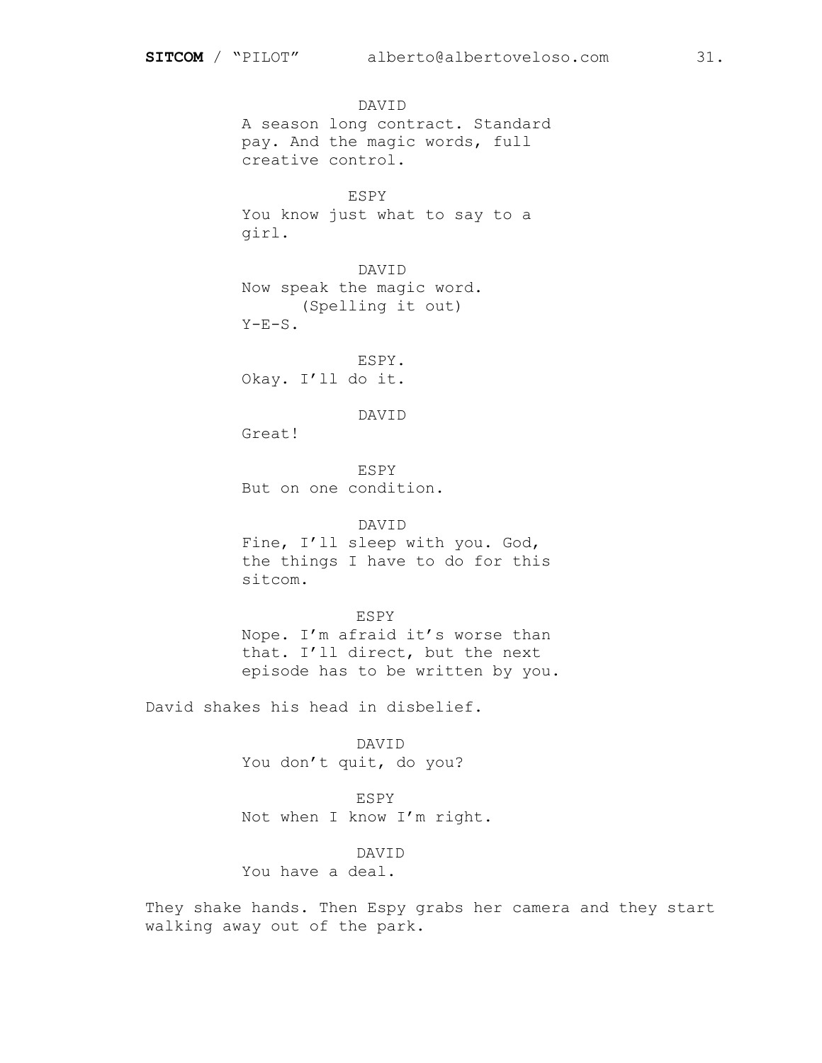DAVID
A season long contract. Standard pay. And the magic words, full creative control.

ESPY
You know just what to say to a girl.

DAVID
Now speak the magic word.
(Spelling it out)
Y-E-S.

ESPY.
Okay. I'll do it.

DAVID
Great!

ESPY
But on one condition.

DAVID
Fine, I'll sleep with you. God, the things I have to do for this sitcom.

ESPY
Nope. I'm afraid it's worse than that. I'll direct, but the next episode has to be written by you.

David shakes his head in disbelief.

DAVID
You don't quit, do you?

ESPY
Not when I know I'm right.

DAVID
You have a deal.

They shake hands. Then Espy grabs her camera and they start walking away out of the park.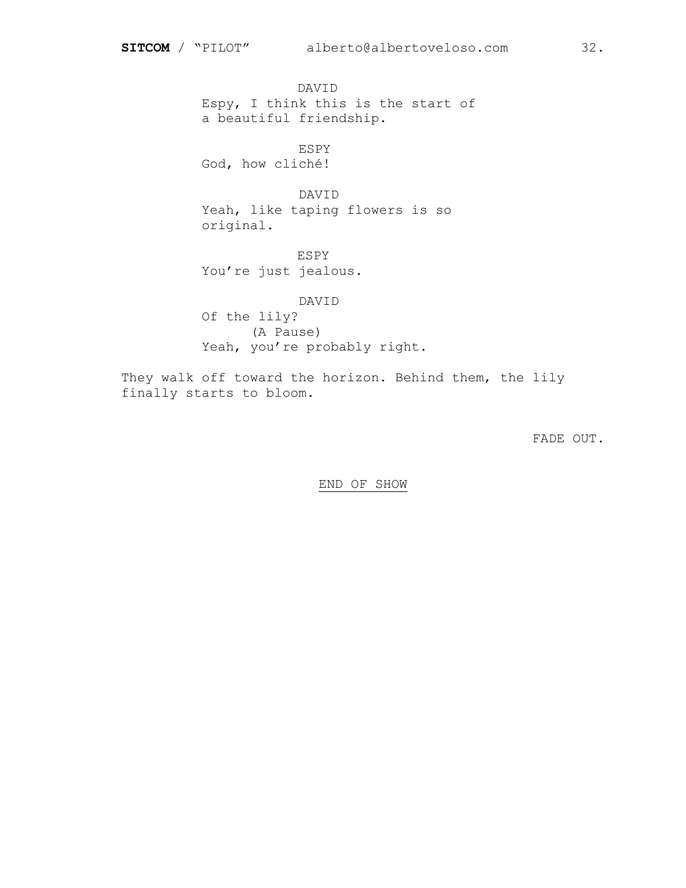DAVID

Espy, I think this is the start of a beautiful friendship.

ESPY

God, how cliché!

DAVID

Yeah, like taping flowers is so original.

ESPY

You're just jealous.

DAVID

Of the lily?

(A Pause)

Yeah, you're probably right.

They walk off toward the horizon. Behind them, the lily finally starts to bloom.

FADE OUT.

END OF SHOW